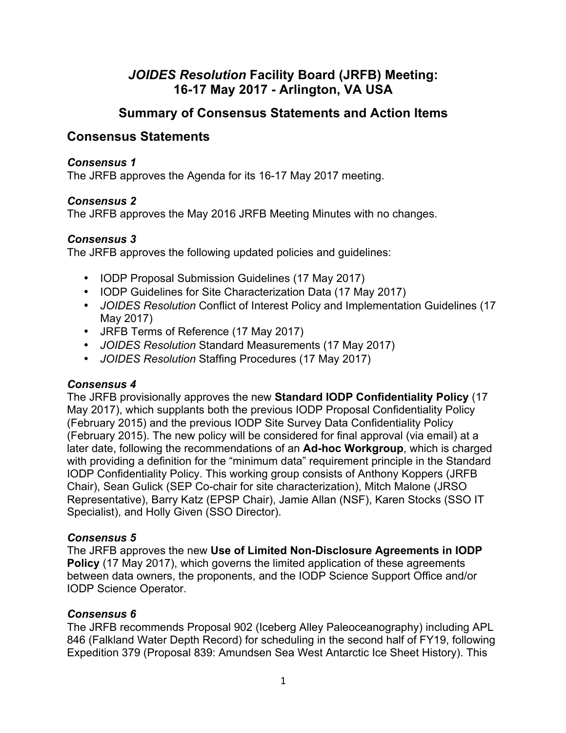# *JOIDES Resolution* Facility Board (JRFB) Meeting: 16-17 May 2017 - Arlington, VA USA

## Summary of Consensus Statements and Action Items

## Consensus Statements

### *Consensus 1*

The JRFB approves the Agenda for its 16-17 May 2017 meeting.

### *Consensus 2*

The JRFB approves the May 2016 JRFB Meeting Minutes with no changes.

### *Consensus 3*

The JRFB approves the following updated policies and guidelines:

- IODP Proposal Submission Guidelines (17 May 2017)
- IODP Guidelines for Site Characterization Data (17 May 2017)
- *JOIDES Resolution* Conflict of Interest Policy and Implementation Guidelines (17 May 2017)
- JRFB Terms of Reference (17 May 2017)
- *JOIDES Resolution* Standard Measurements (17 May 2017)
- *JOIDES Resolution* Staffing Procedures (17 May 2017)

### *Consensus 4*

The JRFB provisionally approves the new **Standard IODP Confidentiality Policy** (17 May 2017), which supplants both the previous IODP Proposal Confidentiality Policy (February 2015) and the previous IODP Site Survey Data Confidentiality Policy (February 2015). The new policy will be considered for final approval (via email) at a later date, following the recommendations of an **Ad-hoc Workgroup**, which is charged with providing a definition for the "minimum data" requirement principle in the Standard IODP Confidentiality Policy. This working group consists of Anthony Koppers (JRFB Chair), Sean Gulick (SEP Co-chair for site characterization), Mitch Malone (JRSO Representative), Barry Katz (EPSP Chair), Jamie Allan (NSF), Karen Stocks (SSO IT Specialist), and Holly Given (SSO Director).

### *Consensus 5*

The JRFB approves the new **Use of Limited Non-Disclosure Agreements in IODP Policy** (17 May 2017), which governs the limited application of these agreements between data owners, the proponents, and the IODP Science Support Office and/or IODP Science Operator.

### *Consensus 6*

The JRFB recommends Proposal 902 (Iceberg Alley Paleoceanography) including APL 846 (Falkland Water Depth Record) for scheduling in the second half of FY19, following Expedition 379 (Proposal 839: Amundsen Sea West Antarctic Ice Sheet History). This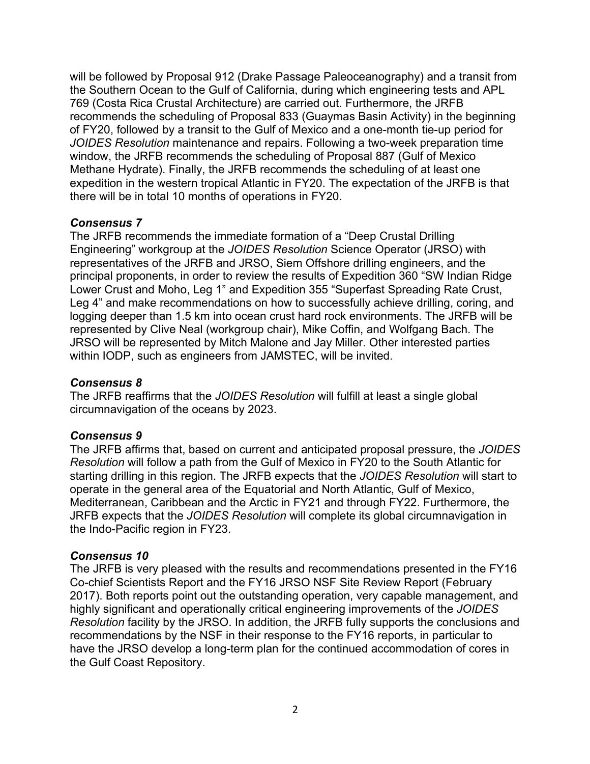will be followed by Proposal 912 (Drake Passage Paleoceanography) and a transit from the Southern Ocean to the Gulf of California, during which engineering tests and APL 769 (Costa Rica Crustal Architecture) are carried out. Furthermore, the JRFB recommends the scheduling of Proposal 833 (Guaymas Basin Activity) in the beginning of FY20, followed by a transit to the Gulf of Mexico and a one-month tie-up period for *JOIDES Resolution* maintenance and repairs. Following a two-week preparation time window, the JRFB recommends the scheduling of Proposal 887 (Gulf of Mexico Methane Hydrate). Finally, the JRFB recommends the scheduling of at least one expedition in the western tropical Atlantic in FY20. The expectation of the JRFB is that there will be in total 10 months of operations in FY20.

***Consensus 7***

The JRFB recommends the immediate formation of a "Deep Crustal Drilling Engineering" workgroup at the *JOIDES Resolution* Science Operator (JRSO) with representatives of the JRFB and JRSO, Siem Offshore drilling engineers, and the principal proponents, in order to review the results of Expedition 360 "SW Indian Ridge Lower Crust and Moho, Leg 1" and Expedition 355 "Superfast Spreading Rate Crust, Leg 4" and make recommendations on how to successfully achieve drilling, coring, and logging deeper than 1.5 km into ocean crust hard rock environments. The JRFB will be represented by Clive Neal (workgroup chair), Mike Coffin, and Wolfgang Bach. The JRSO will be represented by Mitch Malone and Jay Miller. Other interested parties within IODP, such as engineers from JAMSTEC, will be invited.

***Consensus 8***

The JRFB reaffirms that the *JOIDES Resolution* will fulfill at least a single global circumnavigation of the oceans by 2023.

***Consensus 9***

The JRFB affirms that, based on current and anticipated proposal pressure, the *JOIDES Resolution* will follow a path from the Gulf of Mexico in FY20 to the South Atlantic for starting drilling in this region. The JRFB expects that the *JOIDES Resolution* will start to operate in the general area of the Equatorial and North Atlantic, Gulf of Mexico, Mediterranean, Caribbean and the Arctic in FY21 and through FY22. Furthermore, the JRFB expects that the *JOIDES Resolution* will complete its global circumnavigation in the Indo-Pacific region in FY23.

***Consensus 10***

The JRFB is very pleased with the results and recommendations presented in the FY16 Co-chief Scientists Report and the FY16 JRSO NSF Site Review Report (February 2017). Both reports point out the outstanding operation, very capable management, and highly significant and operationally critical engineering improvements of the *JOIDES Resolution* facility by the JRSO. In addition, the JRFB fully supports the conclusions and recommendations by the NSF in their response to the FY16 reports, in particular to have the JRSO develop a long-term plan for the continued accommodation of cores in the Gulf Coast Repository.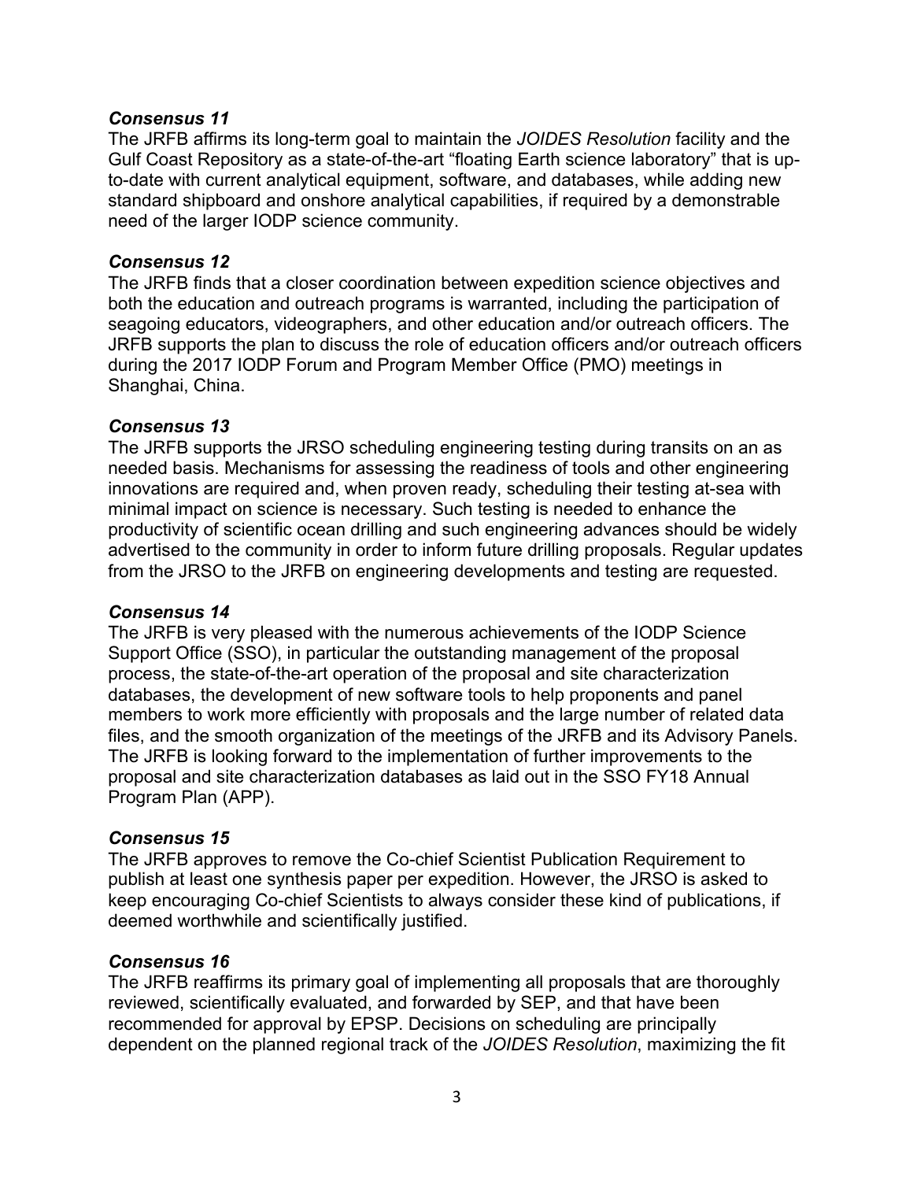### *Consensus 11*

The JRFB affirms its long-term goal to maintain the *JOIDES Resolution* facility and the Gulf Coast Repository as a state-of-the-art "floating Earth science laboratory" that is up-to-date with current analytical equipment, software, and databases, while adding new standard shipboard and onshore analytical capabilities, if required by a demonstrable need of the larger IODP science community.

### *Consensus 12*

The JRFB finds that a closer coordination between expedition science objectives and both the education and outreach programs is warranted, including the participation of seagoing educators, videographers, and other education and/or outreach officers. The JRFB supports the plan to discuss the role of education officers and/or outreach officers during the 2017 IODP Forum and Program Member Office (PMO) meetings in Shanghai, China.

### *Consensus 13*

The JRFB supports the JRSO scheduling engineering testing during transits on an as needed basis. Mechanisms for assessing the readiness of tools and other engineering innovations are required and, when proven ready, scheduling their testing at-sea with minimal impact on science is necessary. Such testing is needed to enhance the productivity of scientific ocean drilling and such engineering advances should be widely advertised to the community in order to inform future drilling proposals. Regular updates from the JRSO to the JRFB on engineering developments and testing are requested.

### *Consensus 14*

The JRFB is very pleased with the numerous achievements of the IODP Science Support Office (SSO), in particular the outstanding management of the proposal process, the state-of-the-art operation of the proposal and site characterization databases, the development of new software tools to help proponents and panel members to work more efficiently with proposals and the large number of related data files, and the smooth organization of the meetings of the JRFB and its Advisory Panels. The JRFB is looking forward to the implementation of further improvements to the proposal and site characterization databases as laid out in the SSO FY18 Annual Program Plan (APP).

### *Consensus 15*

The JRFB approves to remove the Co-chief Scientist Publication Requirement to publish at least one synthesis paper per expedition. However, the JRSO is asked to keep encouraging Co-chief Scientists to always consider these kind of publications, if deemed worthwhile and scientifically justified.

### *Consensus 16*

The JRFB reaffirms its primary goal of implementing all proposals that are thoroughly reviewed, scientifically evaluated, and forwarded by SEP, and that have been recommended for approval by EPSP. Decisions on scheduling are principally dependent on the planned regional track of the *JOIDES Resolution*, maximizing the fit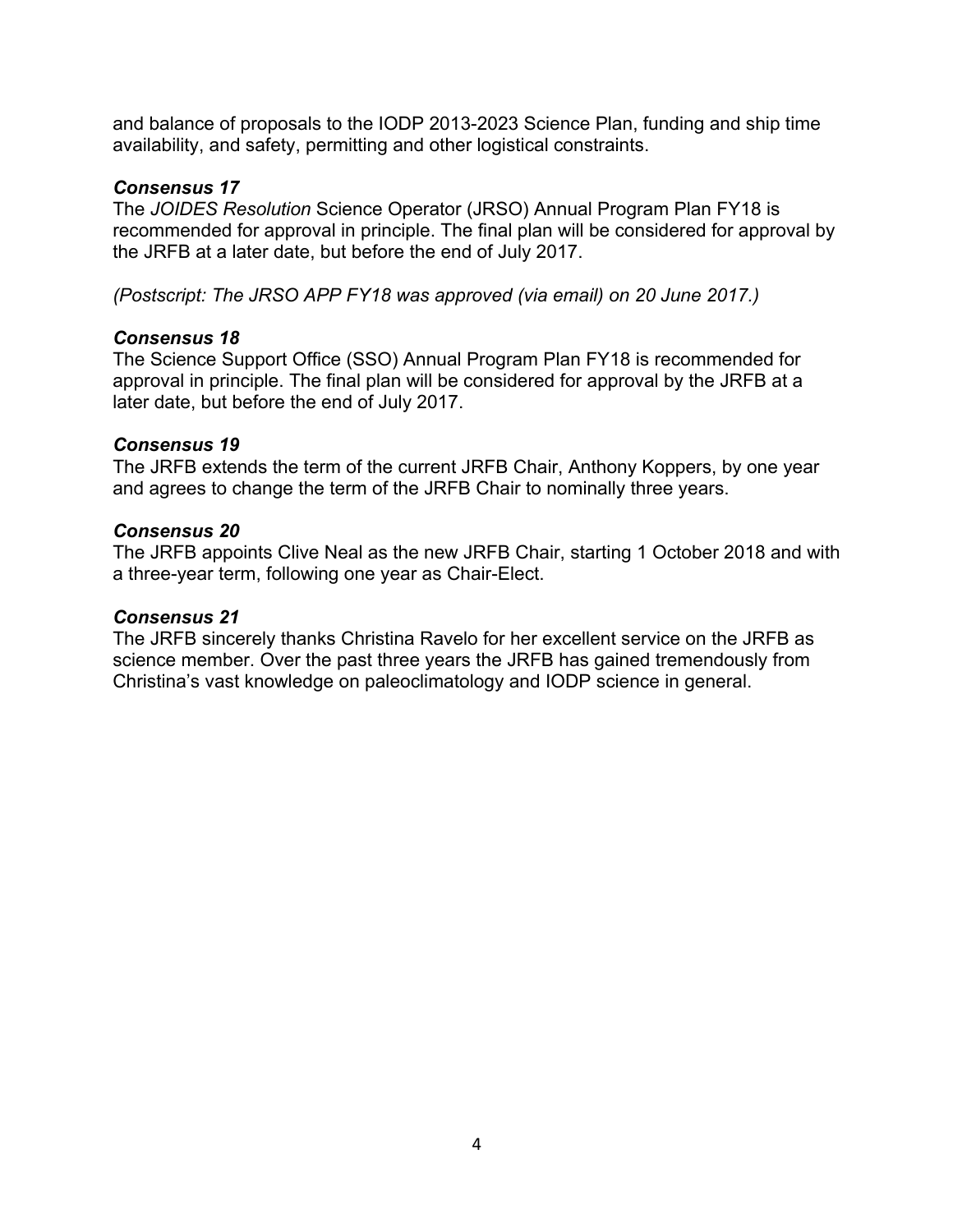and balance of proposals to the IODP 2013-2023 Science Plan, funding and ship time availability, and safety, permitting and other logistical constraints.

### *Consensus 17*

The *JOIDES Resolution* Science Operator (JRSO) Annual Program Plan FY18 is recommended for approval in principle. The final plan will be considered for approval by the JRFB at a later date, but before the end of July 2017.

*(Postscript: The JRSO APP FY18 was approved (via email) on 20 June 2017.)*

### *Consensus 18*

The Science Support Office (SSO) Annual Program Plan FY18 is recommended for approval in principle. The final plan will be considered for approval by the JRFB at a later date, but before the end of July 2017.

### *Consensus 19*

The JRFB extends the term of the current JRFB Chair, Anthony Koppers, by one year and agrees to change the term of the JRFB Chair to nominally three years.

### *Consensus 20*

The JRFB appoints Clive Neal as the new JRFB Chair, starting 1 October 2018 and with a three-year term, following one year as Chair-Elect.

### *Consensus 21*

The JRFB sincerely thanks Christina Ravelo for her excellent service on the JRFB as science member. Over the past three years the JRFB has gained tremendously from Christina's vast knowledge on paleoclimatology and IODP science in general.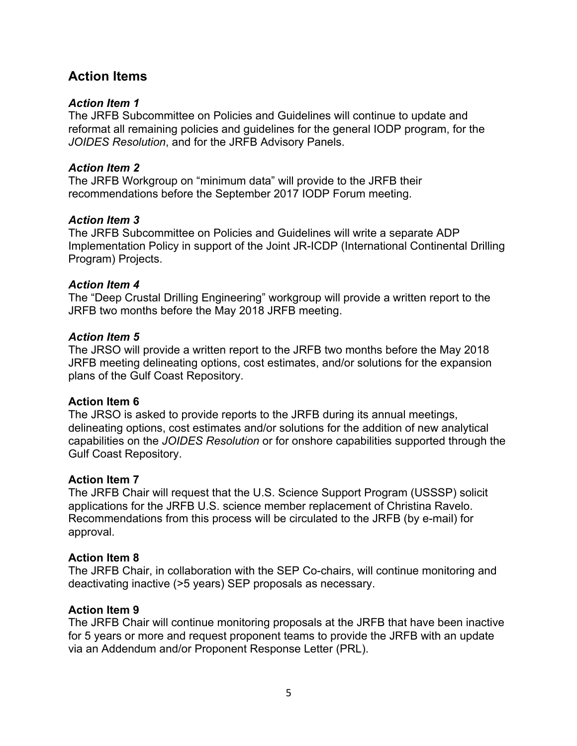## Action Items

### *Action Item 1*

The JRFB Subcommittee on Policies and Guidelines will continue to update and reformat all remaining policies and guidelines for the general IODP program, for the *JOIDES Resolution*, and for the JRFB Advisory Panels.

### *Action Item 2*

The JRFB Workgroup on "minimum data" will provide to the JRFB their recommendations before the September 2017 IODP Forum meeting.

### *Action Item 3*

The JRFB Subcommittee on Policies and Guidelines will write a separate ADP Implementation Policy in support of the Joint JR-ICDP (International Continental Drilling Program) Projects.

### *Action Item 4*

The "Deep Crustal Drilling Engineering" workgroup will provide a written report to the JRFB two months before the May 2018 JRFB meeting.

### *Action Item 5*

The JRSO will provide a written report to the JRFB two months before the May 2018 JRFB meeting delineating options, cost estimates, and/or solutions for the expansion plans of the Gulf Coast Repository.

### **Action Item 6**

The JRSO is asked to provide reports to the JRFB during its annual meetings, delineating options, cost estimates and/or solutions for the addition of new analytical capabilities on the *JOIDES Resolution* or for onshore capabilities supported through the Gulf Coast Repository.

### **Action Item 7**

The JRFB Chair will request that the U.S. Science Support Program (USSSP) solicit applications for the JRFB U.S. science member replacement of Christina Ravelo. Recommendations from this process will be circulated to the JRFB (by e-mail) for approval.

### **Action Item 8**

The JRFB Chair, in collaboration with the SEP Co-chairs, will continue monitoring and deactivating inactive (>5 years) SEP proposals as necessary.

### **Action Item 9**

The JRFB Chair will continue monitoring proposals at the JRFB that have been inactive for 5 years or more and request proponent teams to provide the JRFB with an update via an Addendum and/or Proponent Response Letter (PRL).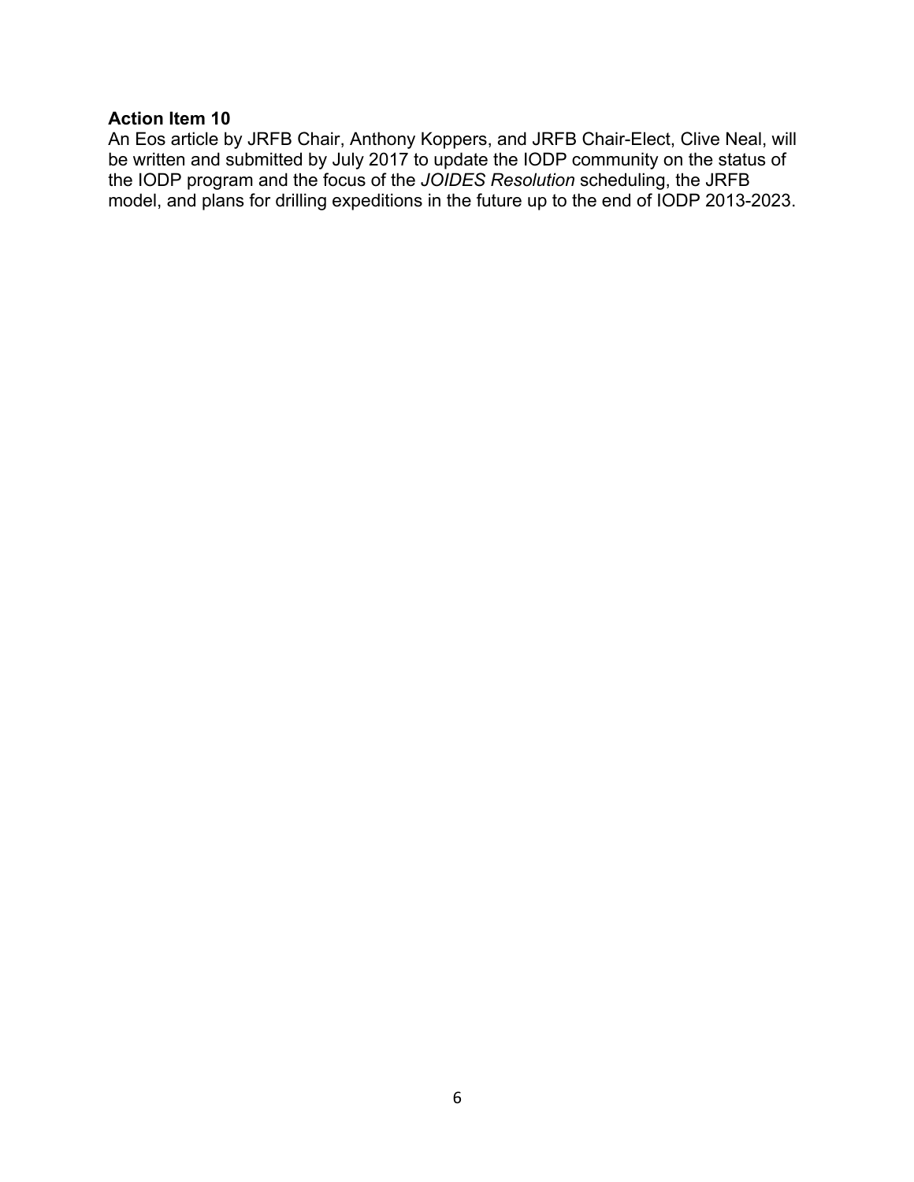**Action Item 10**

An Eos article by JRFB Chair, Anthony Koppers, and JRFB Chair-Elect, Clive Neal, will be written and submitted by July 2017 to update the IODP community on the status of the IODP program and the focus of the *JOIDES Resolution* scheduling, the JRFB model, and plans for drilling expeditions in the future up to the end of IODP 2013-2023.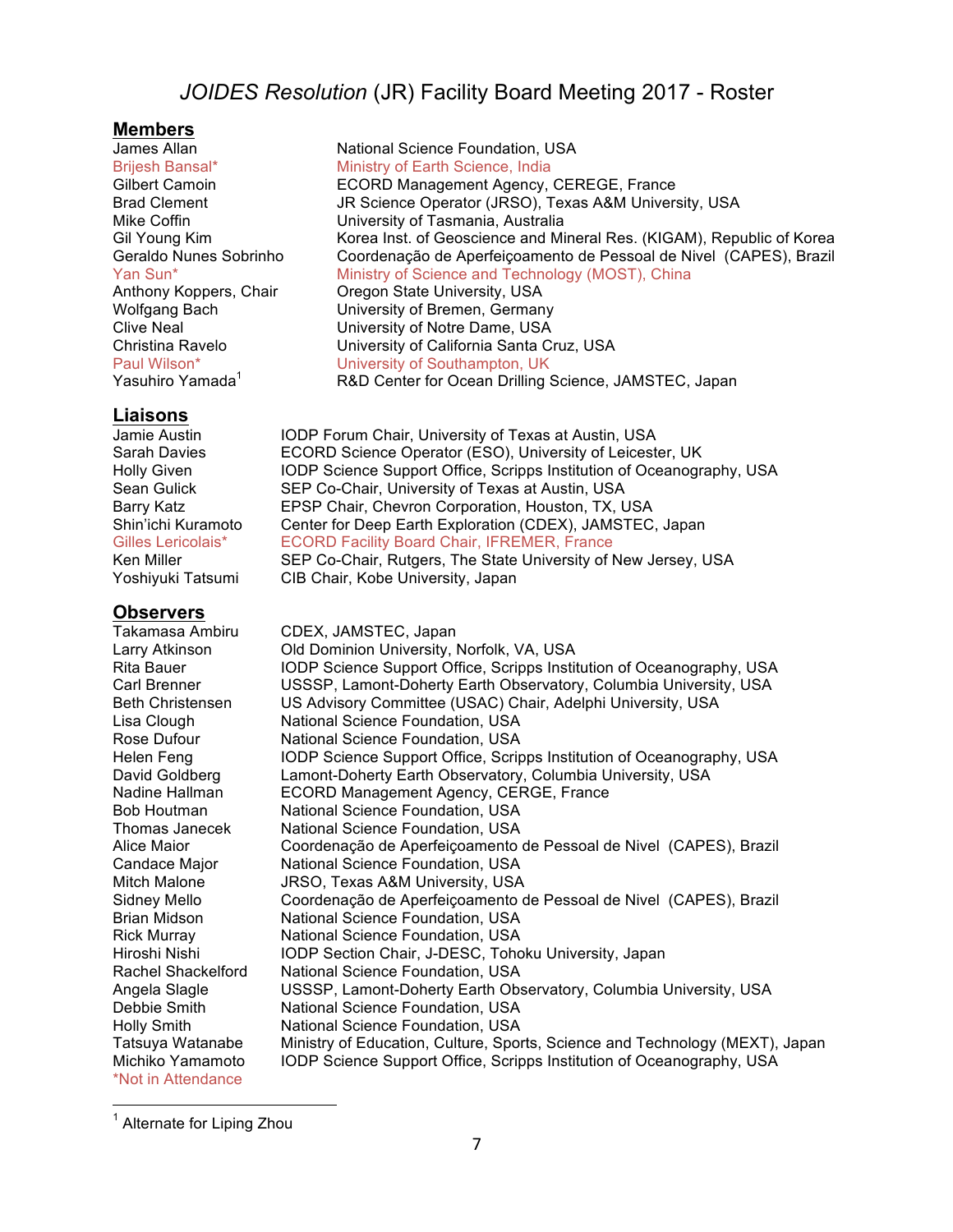# *JOIDES Resolution* (JR) Facility Board Meeting 2017 - Roster

## Members

| | |
|---|---|
| James Allan | National Science Foundation, USA |
| Brijesh Bansal* | Ministry of Earth Science, India |
| Gilbert Camoin | ECORD Management Agency, CEREGE, France |
| Brad Clement | JR Science Operator (JRSO), Texas A&M University, USA |
| Mike Coffin | University of Tasmania, Australia |
| Gil Young Kim | Korea Inst. of Geoscience and Mineral Res. (KIGAM), Republic of Korea |
| Geraldo Nunes Sobrinho | Coordenação de Aperfeiçoamento de Pessoal de Nivel (CAPES), Brazil |
| Yan Sun* | Ministry of Science and Technology (MOST), China |
| Anthony Koppers, Chair | Oregon State University, USA |
| Wolfgang Bach | University of Bremen, Germany |
| Clive Neal | University of Notre Dame, USA |
| Christina Ravelo | University of California Santa Cruz, USA |
| Paul Wilson* | University of Southampton, UK |
| Yasuhiro Yamada[1] | R&D Center for Ocean Drilling Science, JAMSTEC, Japan |

## Liaisons

| | |
|---|---|
| Jamie Austin | IODP Forum Chair, University of Texas at Austin, USA |
| Sarah Davies | ECORD Science Operator (ESO), University of Leicester, UK |
| Holly Given | IODP Science Support Office, Scripps Institution of Oceanography, USA |
| Sean Gulick | SEP Co-Chair, University of Texas at Austin, USA |
| Barry Katz | EPSP Chair, Chevron Corporation, Houston, TX, USA |
| Shin'ichi Kuramoto | Center for Deep Earth Exploration (CDEX), JAMSTEC, Japan |
| Gilles Lericolais* | ECORD Facility Board Chair, IFREMER, France |
| Ken Miller | SEP Co-Chair, Rutgers, The State University of New Jersey, USA |
| Yoshiyuki Tatsumi | CIB Chair, Kobe University, Japan |

## Observers

| | |
|---|---|
| Takamasa Ambiru | CDEX, JAMSTEC, Japan |
| Larry Atkinson | Old Dominion University, Norfolk, VA, USA |
| Rita Bauer | IODP Science Support Office, Scripps Institution of Oceanography, USA |
| Carl Brenner | USSSP, Lamont-Doherty Earth Observatory, Columbia University, USA |
| Beth Christensen | US Advisory Committee (USAC) Chair, Adelphi University, USA |
| Lisa Clough | National Science Foundation, USA |
| Rose Dufour | National Science Foundation, USA |
| Helen Feng | IODP Science Support Office, Scripps Institution of Oceanography, USA |
| David Goldberg | Lamont-Doherty Earth Observatory, Columbia University, USA |
| Nadine Hallman | ECORD Management Agency, CERGE, France |
| Bob Houtman | National Science Foundation, USA |
| Thomas Janecek | National Science Foundation, USA |
| Alice Maior | Coordenação de Aperfeiçoamento de Pessoal de Nivel (CAPES), Brazil |
| Candace Major | National Science Foundation, USA |
| Mitch Malone | JRSO, Texas A&M University, USA |
| Sidney Mello | Coordenação de Aperfeiçoamento de Pessoal de Nivel (CAPES), Brazil |
| Brian Midson | National Science Foundation, USA |
| Rick Murray | National Science Foundation, USA |
| Hiroshi Nishi | IODP Section Chair, J-DESC, Tohoku University, Japan |
| Rachel Shackelford | National Science Foundation, USA |
| Angela Slagle | USSSP, Lamont-Doherty Earth Observatory, Columbia University, USA |
| Debbie Smith | National Science Foundation, USA |
| Holly Smith | National Science Foundation, USA |
| Tatsuya Watanabe | Ministry of Education, Culture, Sports, Science and Technology (MEXT), Japan |
| Michiko Yamamoto | IODP Science Support Office, Scripps Institution of Oceanography, USA |

*Not in Attendance

[1] Alternate for Liping Zhou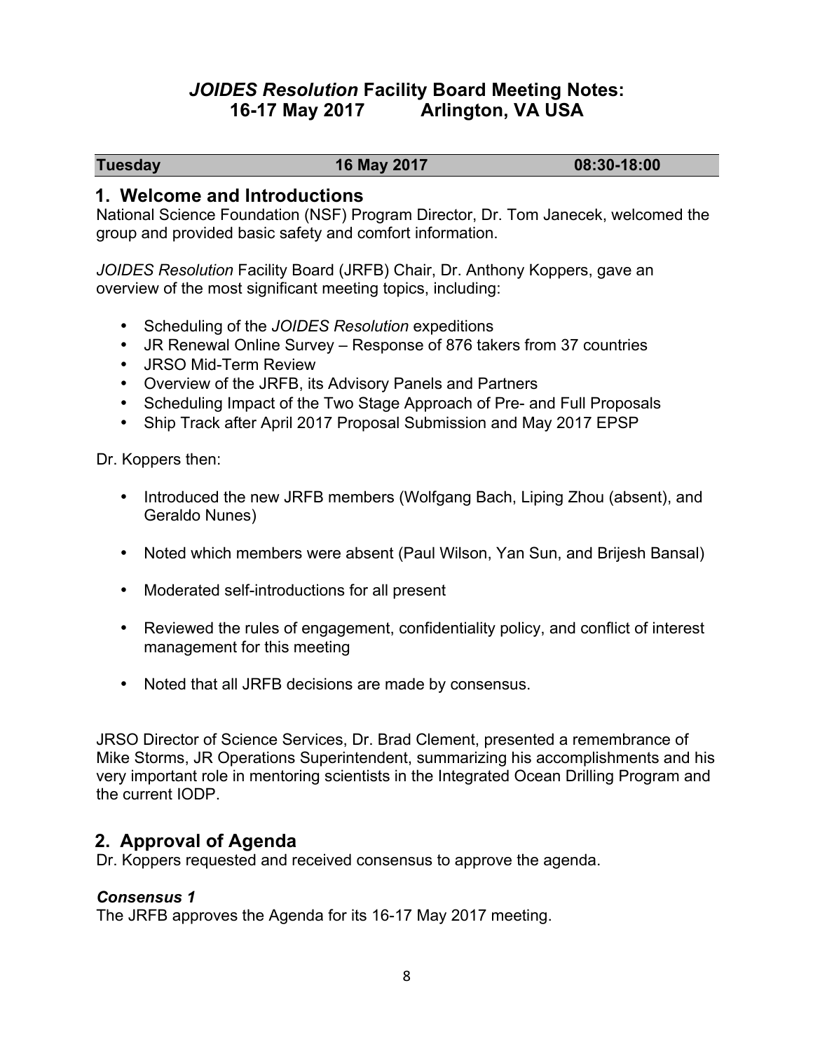# *JOIDES Resolution* Facility Board Meeting Notes: 16-17 May 2017 Arlington, VA USA

| Tuesday | 16 May 2017 | 08:30-18:00 |
|---|---|---|

## 1. Welcome and Introductions

National Science Foundation (NSF) Program Director, Dr. Tom Janecek, welcomed the group and provided basic safety and comfort information.

*JOIDES Resolution* Facility Board (JRFB) Chair, Dr. Anthony Koppers, gave an overview of the most significant meeting topics, including:

- Scheduling of the *JOIDES Resolution* expeditions
- JR Renewal Online Survey – Response of 876 takers from 37 countries
- JRSO Mid-Term Review
- Overview of the JRFB, its Advisory Panels and Partners
- Scheduling Impact of the Two Stage Approach of Pre- and Full Proposals
- Ship Track after April 2017 Proposal Submission and May 2017 EPSP

Dr. Koppers then:

- Introduced the new JRFB members (Wolfgang Bach, Liping Zhou (absent), and Geraldo Nunes)
- Noted which members were absent (Paul Wilson, Yan Sun, and Brijesh Bansal)
- Moderated self-introductions for all present
- Reviewed the rules of engagement, confidentiality policy, and conflict of interest management for this meeting
- Noted that all JRFB decisions are made by consensus.

JRSO Director of Science Services, Dr. Brad Clement, presented a remembrance of Mike Storms, JR Operations Superintendent, summarizing his accomplishments and his very important role in mentoring scientists in the Integrated Ocean Drilling Program and the current IODP.

## 2. Approval of Agenda

Dr. Koppers requested and received consensus to approve the agenda.

### *Consensus 1*

The JRFB approves the Agenda for its 16-17 May 2017 meeting.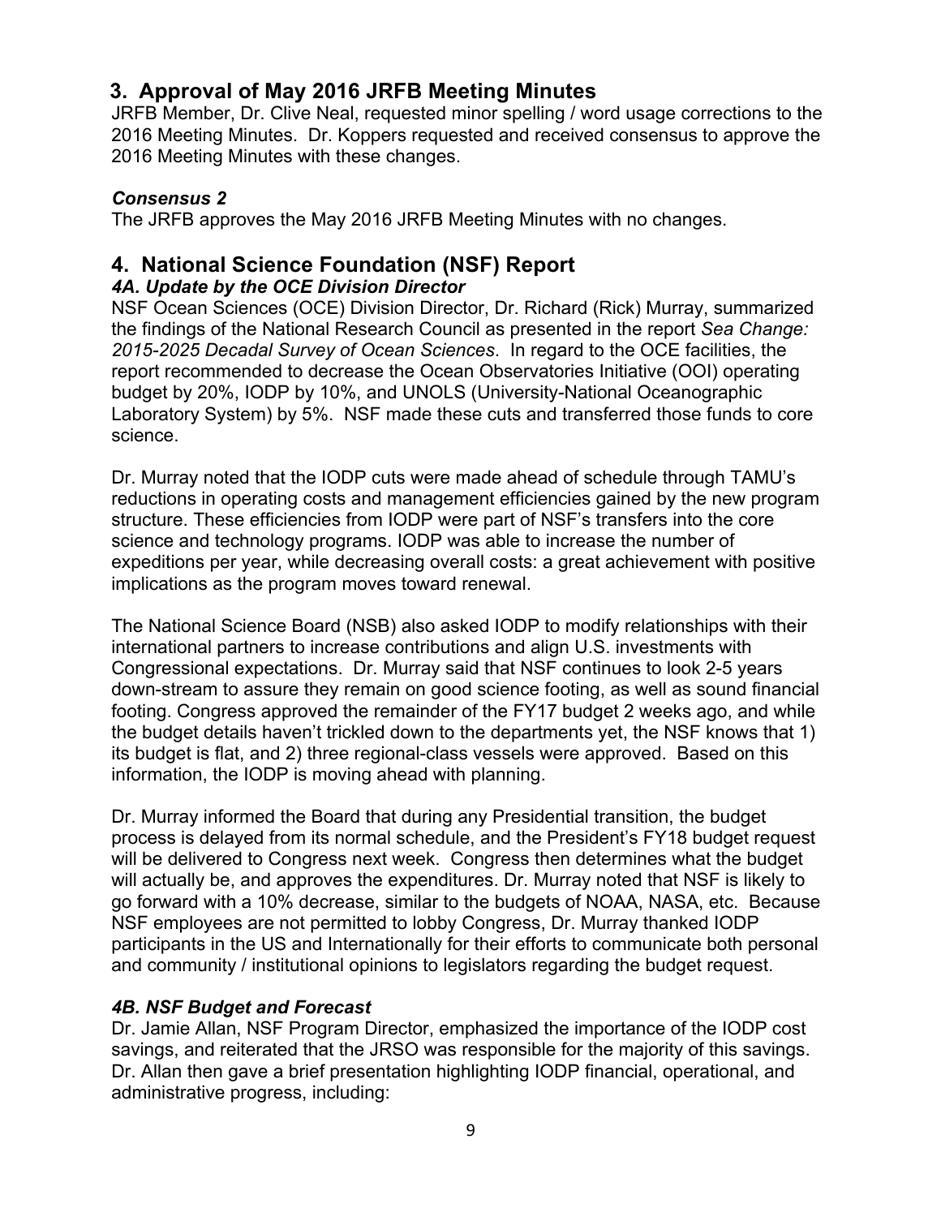## 3. Approval of May 2016 JRFB Meeting Minutes

JRFB Member, Dr. Clive Neal, requested minor spelling / word usage corrections to the 2016 Meeting Minutes. Dr. Koppers requested and received consensus to approve the 2016 Meeting Minutes with these changes.

### *Consensus 2*

The JRFB approves the May 2016 JRFB Meeting Minutes with no changes.

## 4. National Science Foundation (NSF) Report

### *4A. Update by the OCE Division Director*

NSF Ocean Sciences (OCE) Division Director, Dr. Richard (Rick) Murray, summarized the findings of the National Research Council as presented in the report *Sea Change: 2015-2025 Decadal Survey of Ocean Sciences*. In regard to the OCE facilities, the report recommended to decrease the Ocean Observatories Initiative (OOI) operating budget by 20%, IODP by 10%, and UNOLS (University-National Oceanographic Laboratory System) by 5%. NSF made these cuts and transferred those funds to core science.

Dr. Murray noted that the IODP cuts were made ahead of schedule through TAMU's reductions in operating costs and management efficiencies gained by the new program structure. These efficiencies from IODP were part of NSF's transfers into the core science and technology programs. IODP was able to increase the number of expeditions per year, while decreasing overall costs: a great achievement with positive implications as the program moves toward renewal.

The National Science Board (NSB) also asked IODP to modify relationships with their international partners to increase contributions and align U.S. investments with Congressional expectations. Dr. Murray said that NSF continues to look 2-5 years down-stream to assure they remain on good science footing, as well as sound financial footing. Congress approved the remainder of the FY17 budget 2 weeks ago, and while the budget details haven't trickled down to the departments yet, the NSF knows that 1) its budget is flat, and 2) three regional-class vessels were approved. Based on this information, the IODP is moving ahead with planning.

Dr. Murray informed the Board that during any Presidential transition, the budget process is delayed from its normal schedule, and the President's FY18 budget request will be delivered to Congress next week. Congress then determines what the budget will actually be, and approves the expenditures. Dr. Murray noted that NSF is likely to go forward with a 10% decrease, similar to the budgets of NOAA, NASA, etc. Because NSF employees are not permitted to lobby Congress, Dr. Murray thanked IODP participants in the US and Internationally for their efforts to communicate both personal and community / institutional opinions to legislators regarding the budget request.

### *4B. NSF Budget and Forecast*

Dr. Jamie Allan, NSF Program Director, emphasized the importance of the IODP cost savings, and reiterated that the JRSO was responsible for the majority of this savings. Dr. Allan then gave a brief presentation highlighting IODP financial, operational, and administrative progress, including: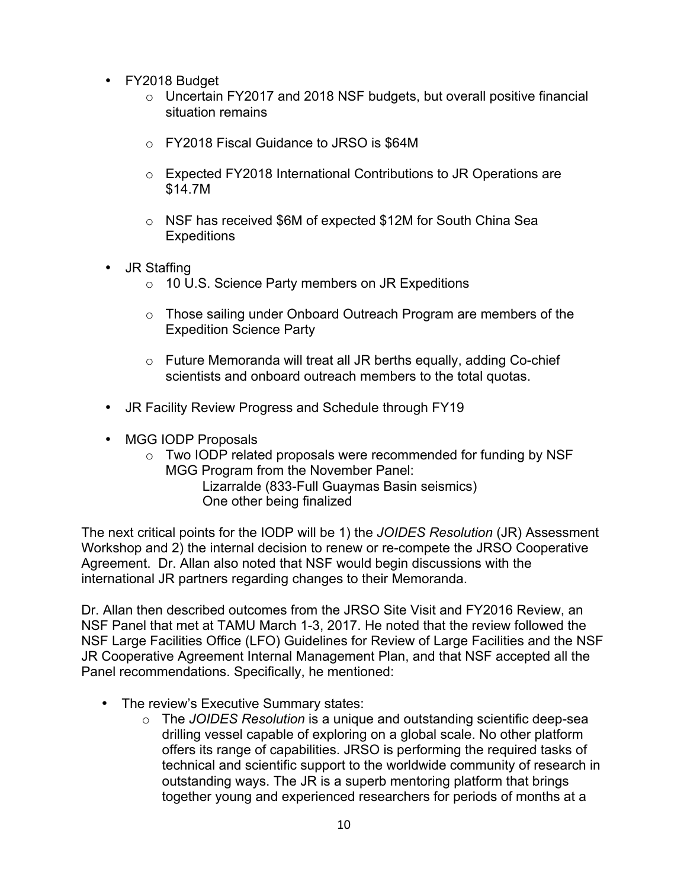- FY2018 Budget
  - Uncertain FY2017 and 2018 NSF budgets, but overall positive financial situation remains
  - FY2018 Fiscal Guidance to JRSO is $64M
  - Expected FY2018 International Contributions to JR Operations are $14.7M
  - NSF has received $6M of expected $12M for South China Sea Expeditions
- JR Staffing
  - 10 U.S. Science Party members on JR Expeditions
  - Those sailing under Onboard Outreach Program are members of the Expedition Science Party
  - Future Memoranda will treat all JR berths equally, adding Co-chief scientists and onboard outreach members to the total quotas.
- JR Facility Review Progress and Schedule through FY19
- MGG IODP Proposals
  - Two IODP related proposals were recommended for funding by NSF MGG Program from the November Panel:
    - Lizarralde (833-Full Guaymas Basin seismics)
    - One other being finalized

The next critical points for the IODP will be 1) the *JOIDES Resolution* (JR) Assessment Workshop and 2) the internal decision to renew or re-compete the JRSO Cooperative Agreement. Dr. Allan also noted that NSF would begin discussions with the international JR partners regarding changes to their Memoranda.

Dr. Allan then described outcomes from the JRSO Site Visit and FY2016 Review, an NSF Panel that met at TAMU March 1-3, 2017. He noted that the review followed the NSF Large Facilities Office (LFO) Guidelines for Review of Large Facilities and the NSF JR Cooperative Agreement Internal Management Plan, and that NSF accepted all the Panel recommendations. Specifically, he mentioned:

- The review's Executive Summary states:
  - The *JOIDES Resolution* is a unique and outstanding scientific deep-sea drilling vessel capable of exploring on a global scale. No other platform offers its range of capabilities. JRSO is performing the required tasks of technical and scientific support to the worldwide community of research in outstanding ways. The JR is a superb mentoring platform that brings together young and experienced researchers for periods of months at a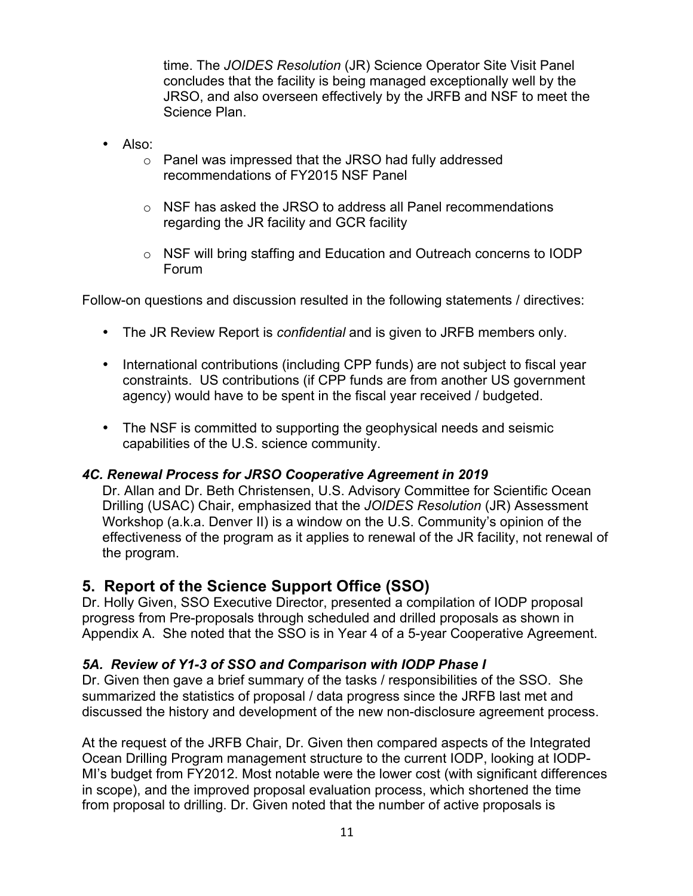time. The *JOIDES Resolution* (JR) Science Operator Site Visit Panel concludes that the facility is being managed exceptionally well by the JRSO, and also overseen effectively by the JRFB and NSF to meet the Science Plan.

- Also:
  - Panel was impressed that the JRSO had fully addressed recommendations of FY2015 NSF Panel
  - NSF has asked the JRSO to address all Panel recommendations regarding the JR facility and GCR facility
  - NSF will bring staffing and Education and Outreach concerns to IODP Forum

Follow-on questions and discussion resulted in the following statements / directives:

- The JR Review Report is *confidential* and is given to JRFB members only.
- International contributions (including CPP funds) are not subject to fiscal year constraints. US contributions (if CPP funds are from another US government agency) would have to be spent in the fiscal year received / budgeted.
- The NSF is committed to supporting the geophysical needs and seismic capabilities of the U.S. science community.

### *4C. Renewal Process for JRSO Cooperative Agreement in 2019*

Dr. Allan and Dr. Beth Christensen, U.S. Advisory Committee for Scientific Ocean Drilling (USAC) Chair, emphasized that the *JOIDES Resolution* (JR) Assessment Workshop (a.k.a. Denver II) is a window on the U.S. Community's opinion of the effectiveness of the program as it applies to renewal of the JR facility, not renewal of the program.

## 5. Report of the Science Support Office (SSO)

Dr. Holly Given, SSO Executive Director, presented a compilation of IODP proposal progress from Pre-proposals through scheduled and drilled proposals as shown in Appendix A. She noted that the SSO is in Year 4 of a 5-year Cooperative Agreement.

### *5A. Review of Y1-3 of SSO and Comparison with IODP Phase I*

Dr. Given then gave a brief summary of the tasks / responsibilities of the SSO. She summarized the statistics of proposal / data progress since the JRFB last met and discussed the history and development of the new non-disclosure agreement process.

At the request of the JRFB Chair, Dr. Given then compared aspects of the Integrated Ocean Drilling Program management structure to the current IODP, looking at IODP-MI's budget from FY2012. Most notable were the lower cost (with significant differences in scope), and the improved proposal evaluation process, which shortened the time from proposal to drilling. Dr. Given noted that the number of active proposals is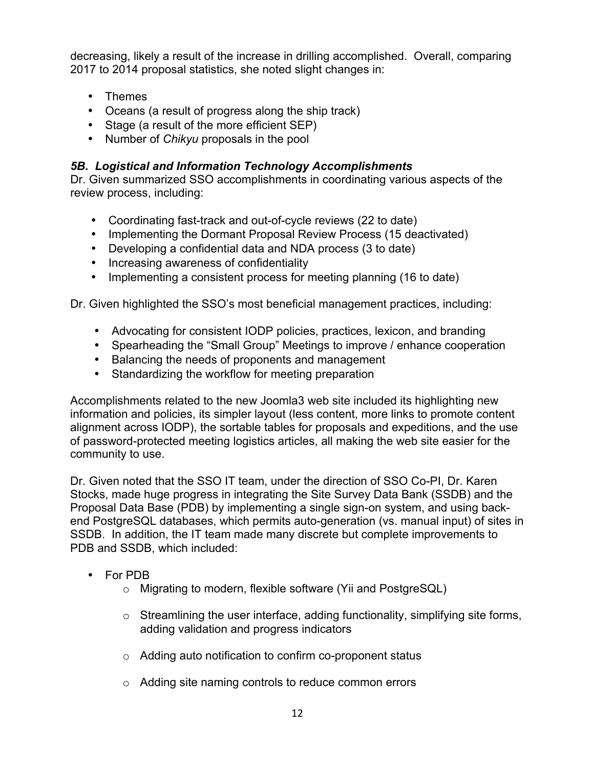decreasing, likely a result of the increase in drilling accomplished. Overall, comparing 2017 to 2014 proposal statistics, she noted slight changes in:

- Themes
- Oceans (a result of progress along the ship track)
- Stage (a result of the more efficient SEP)
- Number of *Chikyu* proposals in the pool

### *5B. Logistical and Information Technology Accomplishments*

Dr. Given summarized SSO accomplishments in coordinating various aspects of the review process, including:

- Coordinating fast-track and out-of-cycle reviews (22 to date)
- Implementing the Dormant Proposal Review Process (15 deactivated)
- Developing a confidential data and NDA process (3 to date)
- Increasing awareness of confidentiality
- Implementing a consistent process for meeting planning (16 to date)

Dr. Given highlighted the SSO's most beneficial management practices, including:

- Advocating for consistent IODP policies, practices, lexicon, and branding
- Spearheading the "Small Group" Meetings to improve / enhance cooperation
- Balancing the needs of proponents and management
- Standardizing the workflow for meeting preparation

Accomplishments related to the new Joomla3 web site included its highlighting new information and policies, its simpler layout (less content, more links to promote content alignment across IODP), the sortable tables for proposals and expeditions, and the use of password-protected meeting logistics articles, all making the web site easier for the community to use.

Dr. Given noted that the SSO IT team, under the direction of SSO Co-PI, Dr. Karen Stocks, made huge progress in integrating the Site Survey Data Bank (SSDB) and the Proposal Data Base (PDB) by implementing a single sign-on system, and using back-end PostgreSQL databases, which permits auto-generation (vs. manual input) of sites in SSDB. In addition, the IT team made many discrete but complete improvements to PDB and SSDB, which included:

- For PDB
  - Migrating to modern, flexible software (Yii and PostgreSQL)
  - Streamlining the user interface, adding functionality, simplifying site forms, adding validation and progress indicators
  - Adding auto notification to confirm co-proponent status
  - Adding site naming controls to reduce common errors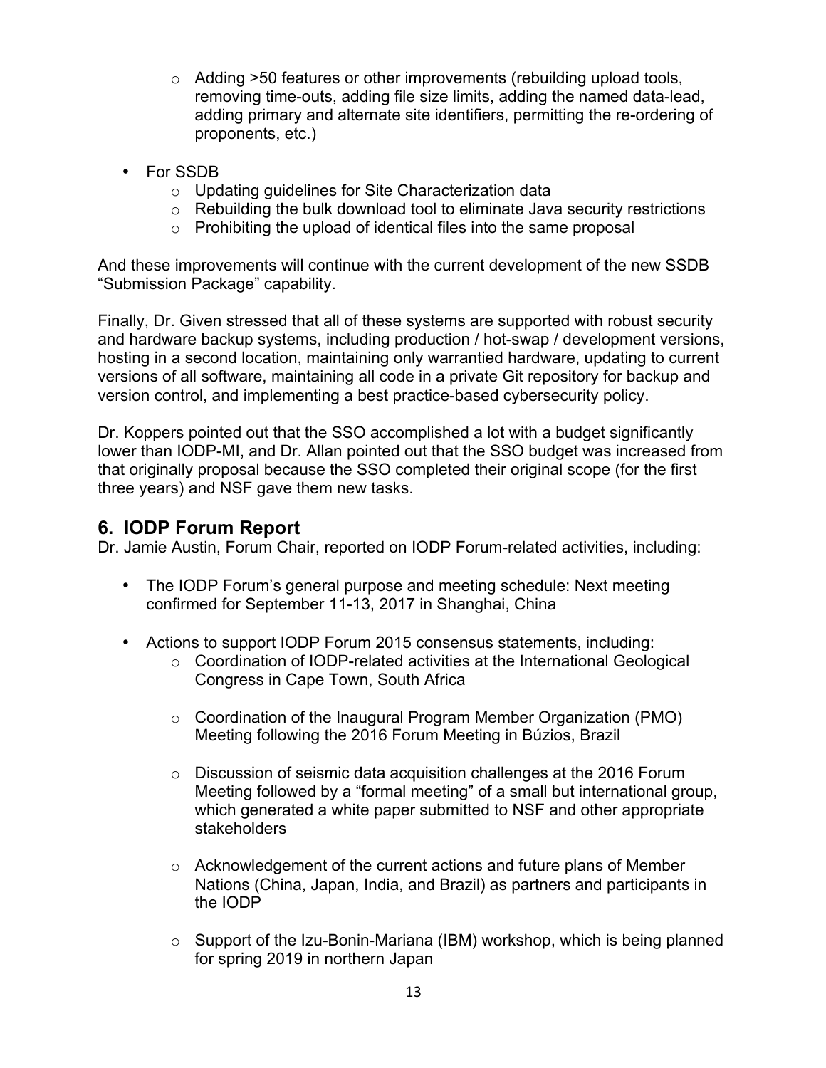- Adding >50 features or other improvements (rebuilding upload tools, removing time-outs, adding file size limits, adding the named data-lead, adding primary and alternate site identifiers, permitting the re-ordering of proponents, etc.)

- For SSDB
  - Updating guidelines for Site Characterization data
  - Rebuilding the bulk download tool to eliminate Java security restrictions
  - Prohibiting the upload of identical files into the same proposal

And these improvements will continue with the current development of the new SSDB "Submission Package" capability.

Finally, Dr. Given stressed that all of these systems are supported with robust security and hardware backup systems, including production / hot-swap / development versions, hosting in a second location, maintaining only warrantied hardware, updating to current versions of all software, maintaining all code in a private Git repository for backup and version control, and implementing a best practice-based cybersecurity policy.

Dr. Koppers pointed out that the SSO accomplished a lot with a budget significantly lower than IODP-MI, and Dr. Allan pointed out that the SSO budget was increased from that originally proposal because the SSO completed their original scope (for the first three years) and NSF gave them new tasks.

## 6. IODP Forum Report

Dr. Jamie Austin, Forum Chair, reported on IODP Forum-related activities, including:

- The IODP Forum's general purpose and meeting schedule: Next meeting confirmed for September 11-13, 2017 in Shanghai, China

- Actions to support IODP Forum 2015 consensus statements, including:
  - Coordination of IODP-related activities at the International Geological Congress in Cape Town, South Africa

  - Coordination of the Inaugural Program Member Organization (PMO) Meeting following the 2016 Forum Meeting in Búzios, Brazil

  - Discussion of seismic data acquisition challenges at the 2016 Forum Meeting followed by a "formal meeting" of a small but international group, which generated a white paper submitted to NSF and other appropriate stakeholders

  - Acknowledgement of the current actions and future plans of Member Nations (China, Japan, India, and Brazil) as partners and participants in the IODP

  - Support of the Izu-Bonin-Mariana (IBM) workshop, which is being planned for spring 2019 in northern Japan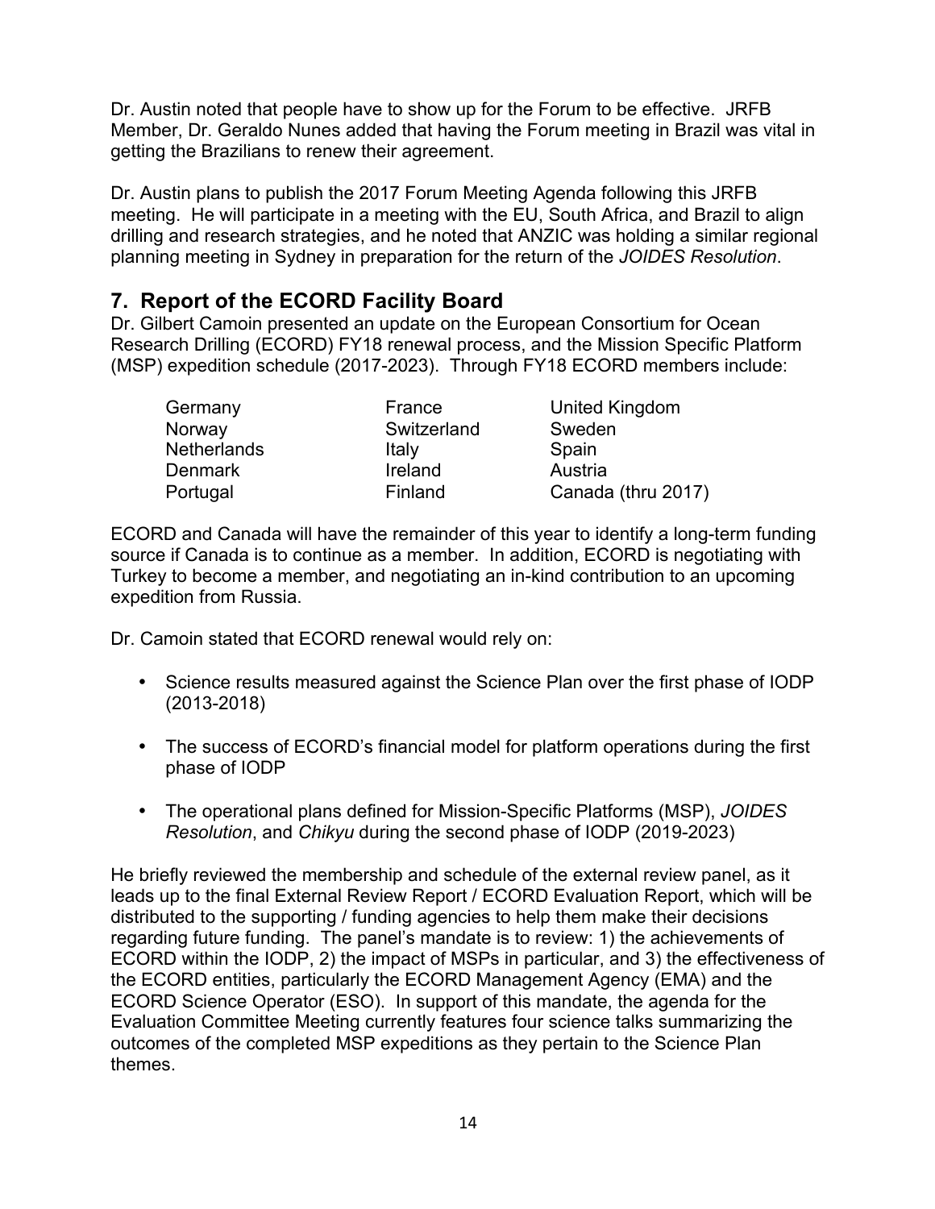Dr. Austin noted that people have to show up for the Forum to be effective. JRFB Member, Dr. Geraldo Nunes added that having the Forum meeting in Brazil was vital in getting the Brazilians to renew their agreement.

Dr. Austin plans to publish the 2017 Forum Meeting Agenda following this JRFB meeting. He will participate in a meeting with the EU, South Africa, and Brazil to align drilling and research strategies, and he noted that ANZIC was holding a similar regional planning meeting in Sydney in preparation for the return of the *JOIDES Resolution*.

## 7. Report of the ECORD Facility Board

Dr. Gilbert Camoin presented an update on the European Consortium for Ocean Research Drilling (ECORD) FY18 renewal process, and the Mission Specific Platform (MSP) expedition schedule (2017-2023). Through FY18 ECORD members include:

| | | |
|---|---|---|
| Germany | France | United Kingdom |
| Norway | Switzerland | Sweden |
| Netherlands | Italy | Spain |
| Denmark | Ireland | Austria |
| Portugal | Finland | Canada (thru 2017) |

ECORD and Canada will have the remainder of this year to identify a long-term funding source if Canada is to continue as a member. In addition, ECORD is negotiating with Turkey to become a member, and negotiating an in-kind contribution to an upcoming expedition from Russia.

Dr. Camoin stated that ECORD renewal would rely on:

- Science results measured against the Science Plan over the first phase of IODP (2013-2018)
- The success of ECORD's financial model for platform operations during the first phase of IODP
- The operational plans defined for Mission-Specific Platforms (MSP), *JOIDES Resolution*, and *Chikyu* during the second phase of IODP (2019-2023)

He briefly reviewed the membership and schedule of the external review panel, as it leads up to the final External Review Report / ECORD Evaluation Report, which will be distributed to the supporting / funding agencies to help them make their decisions regarding future funding. The panel's mandate is to review: 1) the achievements of ECORD within the IODP, 2) the impact of MSPs in particular, and 3) the effectiveness of the ECORD entities, particularly the ECORD Management Agency (EMA) and the ECORD Science Operator (ESO). In support of this mandate, the agenda for the Evaluation Committee Meeting currently features four science talks summarizing the outcomes of the completed MSP expeditions as they pertain to the Science Plan themes.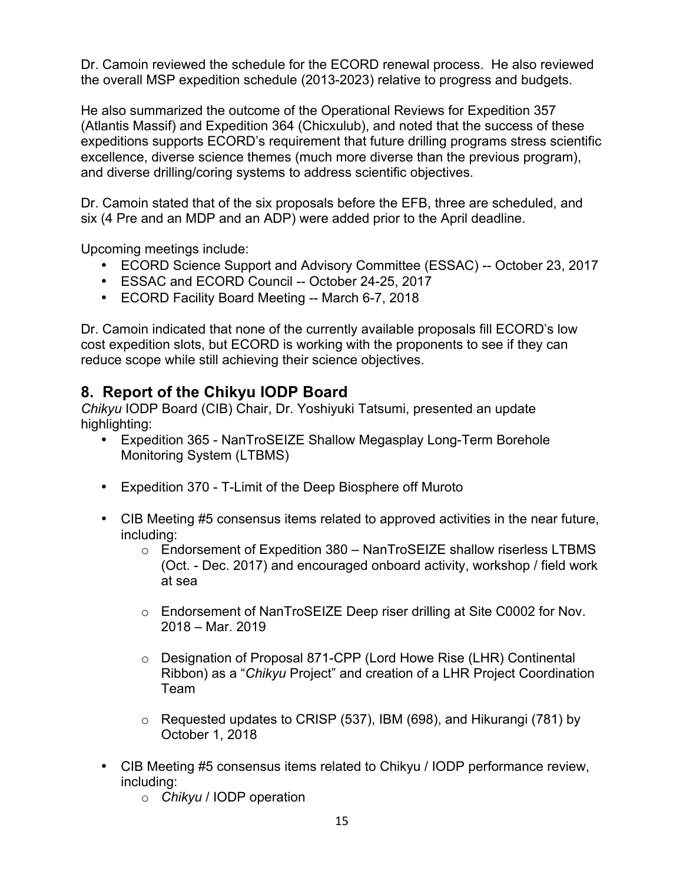Dr. Camoin reviewed the schedule for the ECORD renewal process. He also reviewed the overall MSP expedition schedule (2013-2023) relative to progress and budgets.

He also summarized the outcome of the Operational Reviews for Expedition 357 (Atlantis Massif) and Expedition 364 (Chicxulub), and noted that the success of these expeditions supports ECORD's requirement that future drilling programs stress scientific excellence, diverse science themes (much more diverse than the previous program), and diverse drilling/coring systems to address scientific objectives.

Dr. Camoin stated that of the six proposals before the EFB, three are scheduled, and six (4 Pre and an MDP and an ADP) were added prior to the April deadline.

Upcoming meetings include:

- ECORD Science Support and Advisory Committee (ESSAC) -- October 23, 2017
- ESSAC and ECORD Council -- October 24-25, 2017
- ECORD Facility Board Meeting -- March 6-7, 2018

Dr. Camoin indicated that none of the currently available proposals fill ECORD's low cost expedition slots, but ECORD is working with the proponents to see if they can reduce scope while still achieving their science objectives.

## 8. Report of the Chikyu IODP Board

*Chikyu* IODP Board (CIB) Chair, Dr. Yoshiyuki Tatsumi, presented an update highlighting:

- Expedition 365 - NanTroSEIZE Shallow Megasplay Long-Term Borehole Monitoring System (LTBMS)
- Expedition 370 - T-Limit of the Deep Biosphere off Muroto
- CIB Meeting #5 consensus items related to approved activities in the near future, including:
  - Endorsement of Expedition 380 – NanTroSEIZE shallow riserless LTBMS (Oct. - Dec. 2017) and encouraged onboard activity, workshop / field work at sea
  - Endorsement of NanTroSEIZE Deep riser drilling at Site C0002 for Nov. 2018 – Mar. 2019
  - Designation of Proposal 871-CPP (Lord Howe Rise (LHR) Continental Ribbon) as a "*Chikyu* Project" and creation of a LHR Project Coordination Team
  - Requested updates to CRISP (537), IBM (698), and Hikurangi (781) by October 1, 2018
- CIB Meeting #5 consensus items related to Chikyu / IODP performance review, including:
  - *Chikyu* / IODP operation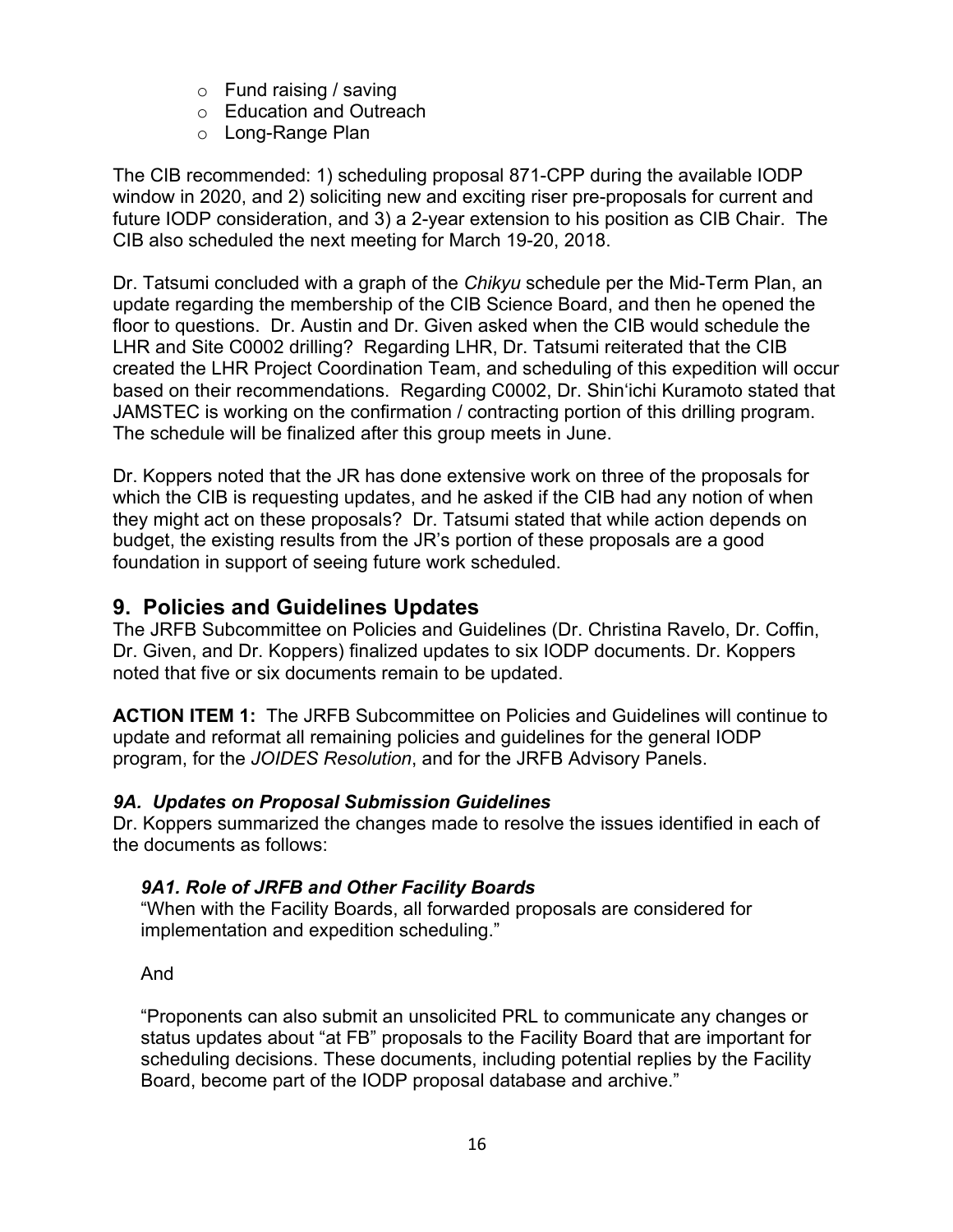- Fund raising / saving
- Education and Outreach
- Long-Range Plan

The CIB recommended: 1) scheduling proposal 871-CPP during the available IODP window in 2020, and 2) soliciting new and exciting riser pre-proposals for current and future IODP consideration, and 3) a 2-year extension to his position as CIB Chair. The CIB also scheduled the next meeting for March 19-20, 2018.

Dr. Tatsumi concluded with a graph of the *Chikyu* schedule per the Mid-Term Plan, an update regarding the membership of the CIB Science Board, and then he opened the floor to questions. Dr. Austin and Dr. Given asked when the CIB would schedule the LHR and Site C0002 drilling? Regarding LHR, Dr. Tatsumi reiterated that the CIB created the LHR Project Coordination Team, and scheduling of this expedition will occur based on their recommendations. Regarding C0002, Dr. Shin'ichi Kuramoto stated that JAMSTEC is working on the confirmation / contracting portion of this drilling program. The schedule will be finalized after this group meets in June.

Dr. Koppers noted that the JR has done extensive work on three of the proposals for which the CIB is requesting updates, and he asked if the CIB had any notion of when they might act on these proposals? Dr. Tatsumi stated that while action depends on budget, the existing results from the JR's portion of these proposals are a good foundation in support of seeing future work scheduled.

## 9. Policies and Guidelines Updates

The JRFB Subcommittee on Policies and Guidelines (Dr. Christina Ravelo, Dr. Coffin, Dr. Given, and Dr. Koppers) finalized updates to six IODP documents. Dr. Koppers noted that five or six documents remain to be updated.

**ACTION ITEM 1:** The JRFB Subcommittee on Policies and Guidelines will continue to update and reformat all remaining policies and guidelines for the general IODP program, for the *JOIDES Resolution*, and for the JRFB Advisory Panels.

### *9A. Updates on Proposal Submission Guidelines*

Dr. Koppers summarized the changes made to resolve the issues identified in each of the documents as follows:

#### *9A1. Role of JRFB and Other Facility Boards*

"When with the Facility Boards, all forwarded proposals are considered for implementation and expedition scheduling."

And

"Proponents can also submit an unsolicited PRL to communicate any changes or status updates about "at FB" proposals to the Facility Board that are important for scheduling decisions. These documents, including potential replies by the Facility Board, become part of the IODP proposal database and archive."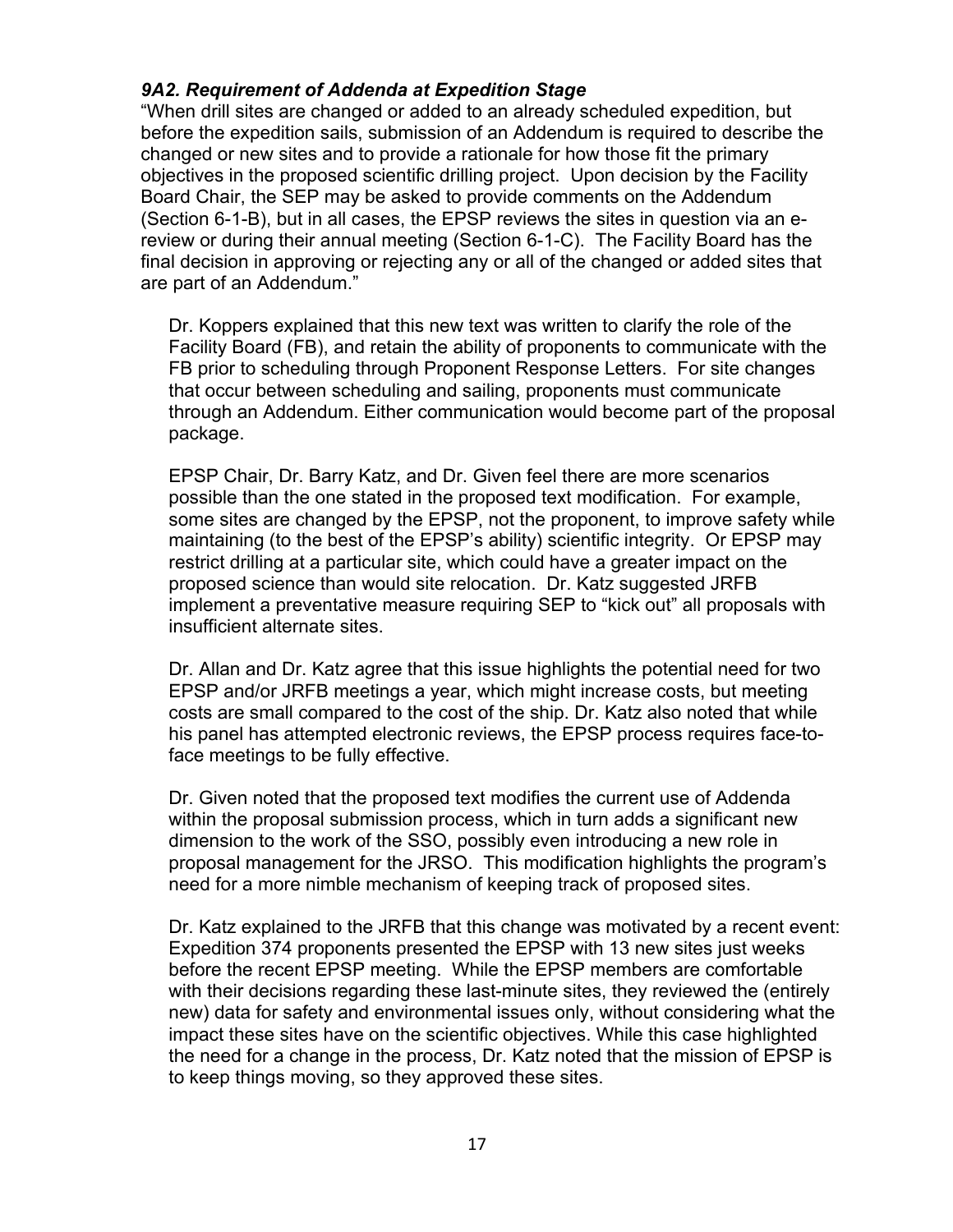### *9A2. Requirement of Addenda at Expedition Stage*

"When drill sites are changed or added to an already scheduled expedition, but before the expedition sails, submission of an Addendum is required to describe the changed or new sites and to provide a rationale for how those fit the primary objectives in the proposed scientific drilling project. Upon decision by the Facility Board Chair, the SEP may be asked to provide comments on the Addendum (Section 6-1-B), but in all cases, the EPSP reviews the sites in question via an e-review or during their annual meeting (Section 6-1-C). The Facility Board has the final decision in approving or rejecting any or all of the changed or added sites that are part of an Addendum."

Dr. Koppers explained that this new text was written to clarify the role of the Facility Board (FB), and retain the ability of proponents to communicate with the FB prior to scheduling through Proponent Response Letters. For site changes that occur between scheduling and sailing, proponents must communicate through an Addendum. Either communication would become part of the proposal package.

EPSP Chair, Dr. Barry Katz, and Dr. Given feel there are more scenarios possible than the one stated in the proposed text modification. For example, some sites are changed by the EPSP, not the proponent, to improve safety while maintaining (to the best of the EPSP's ability) scientific integrity. Or EPSP may restrict drilling at a particular site, which could have a greater impact on the proposed science than would site relocation. Dr. Katz suggested JRFB implement a preventative measure requiring SEP to "kick out" all proposals with insufficient alternate sites.

Dr. Allan and Dr. Katz agree that this issue highlights the potential need for two EPSP and/or JRFB meetings a year, which might increase costs, but meeting costs are small compared to the cost of the ship. Dr. Katz also noted that while his panel has attempted electronic reviews, the EPSP process requires face-to-face meetings to be fully effective.

Dr. Given noted that the proposed text modifies the current use of Addenda within the proposal submission process, which in turn adds a significant new dimension to the work of the SSO, possibly even introducing a new role in proposal management for the JRSO. This modification highlights the program's need for a more nimble mechanism of keeping track of proposed sites.

Dr. Katz explained to the JRFB that this change was motivated by a recent event: Expedition 374 proponents presented the EPSP with 13 new sites just weeks before the recent EPSP meeting. While the EPSP members are comfortable with their decisions regarding these last-minute sites, they reviewed the (entirely new) data for safety and environmental issues only, without considering what the impact these sites have on the scientific objectives. While this case highlighted the need for a change in the process, Dr. Katz noted that the mission of EPSP is to keep things moving, so they approved these sites.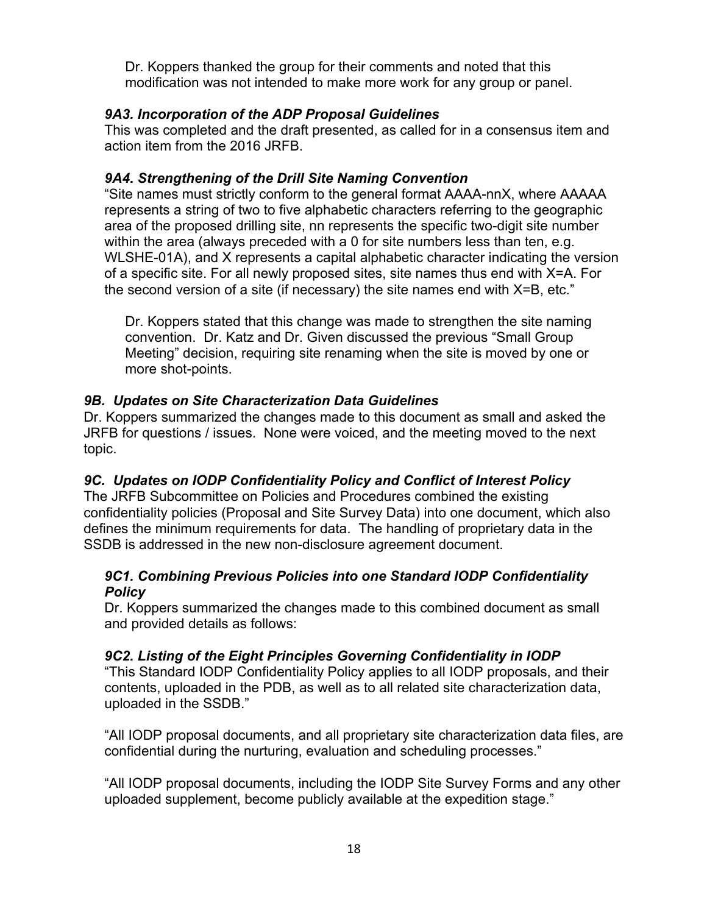Dr. Koppers thanked the group for their comments and noted that this modification was not intended to make more work for any group or panel.

### *9A3. Incorporation of the ADP Proposal Guidelines*

This was completed and the draft presented, as called for in a consensus item and action item from the 2016 JRFB.

### *9A4. Strengthening of the Drill Site Naming Convention*

"Site names must strictly conform to the general format AAAA-nnX, where AAAAA represents a string of two to five alphabetic characters referring to the geographic area of the proposed drilling site, nn represents the specific two-digit site number within the area (always preceded with a 0 for site numbers less than ten, e.g. WLSHE-01A), and X represents a capital alphabetic character indicating the version of a specific site. For all newly proposed sites, site names thus end with X=A. For the second version of a site (if necessary) the site names end with X=B, etc."

Dr. Koppers stated that this change was made to strengthen the site naming convention. Dr. Katz and Dr. Given discussed the previous "Small Group Meeting" decision, requiring site renaming when the site is moved by one or more shot-points.

## *9B. Updates on Site Characterization Data Guidelines*

Dr. Koppers summarized the changes made to this document as small and asked the JRFB for questions / issues. None were voiced, and the meeting moved to the next topic.

## *9C. Updates on IODP Confidentiality Policy and Conflict of Interest Policy*

The JRFB Subcommittee on Policies and Procedures combined the existing confidentiality policies (Proposal and Site Survey Data) into one document, which also defines the minimum requirements for data. The handling of proprietary data in the SSDB is addressed in the new non-disclosure agreement document.

### *9C1. Combining Previous Policies into one Standard IODP Confidentiality Policy*

Dr. Koppers summarized the changes made to this combined document as small and provided details as follows:

### *9C2. Listing of the Eight Principles Governing Confidentiality in IODP*

"This Standard IODP Confidentiality Policy applies to all IODP proposals, and their contents, uploaded in the PDB, as well as to all related site characterization data, uploaded in the SSDB."

"All IODP proposal documents, and all proprietary site characterization data files, are confidential during the nurturing, evaluation and scheduling processes."

"All IODP proposal documents, including the IODP Site Survey Forms and any other uploaded supplement, become publicly available at the expedition stage."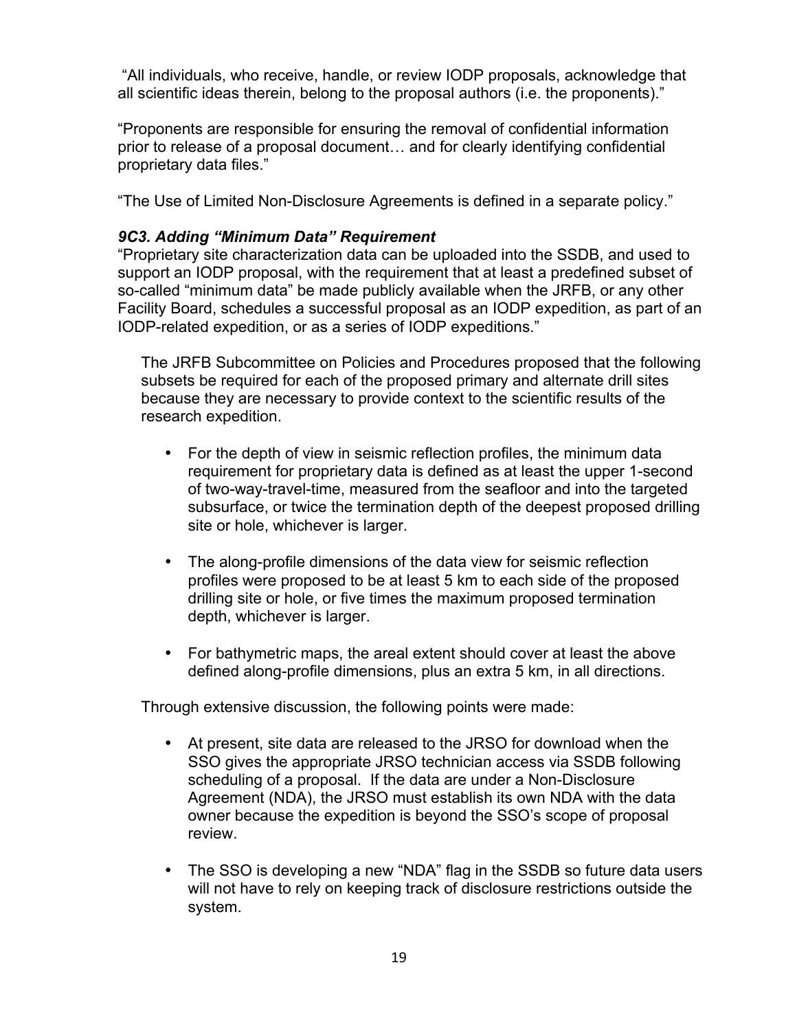"All individuals, who receive, handle, or review IODP proposals, acknowledge that all scientific ideas therein, belong to the proposal authors (i.e. the proponents)."

"Proponents are responsible for ensuring the removal of confidential information prior to release of a proposal document… and for clearly identifying confidential proprietary data files."

"The Use of Limited Non-Disclosure Agreements is defined in a separate policy."

### *9C3. Adding "Minimum Data" Requirement*

"Proprietary site characterization data can be uploaded into the SSDB, and used to support an IODP proposal, with the requirement that at least a predefined subset of so-called "minimum data" be made publicly available when the JRFB, or any other Facility Board, schedules a successful proposal as an IODP expedition, as part of an IODP-related expedition, or as a series of IODP expeditions."

The JRFB Subcommittee on Policies and Procedures proposed that the following subsets be required for each of the proposed primary and alternate drill sites because they are necessary to provide context to the scientific results of the research expedition.

- For the depth of view in seismic reflection profiles, the minimum data requirement for proprietary data is defined as at least the upper 1-second of two-way-travel-time, measured from the seafloor and into the targeted subsurface, or twice the termination depth of the deepest proposed drilling site or hole, whichever is larger.
- The along-profile dimensions of the data view for seismic reflection profiles were proposed to be at least 5 km to each side of the proposed drilling site or hole, or five times the maximum proposed termination depth, whichever is larger.
- For bathymetric maps, the areal extent should cover at least the above defined along-profile dimensions, plus an extra 5 km, in all directions.

Through extensive discussion, the following points were made:

- At present, site data are released to the JRSO for download when the SSO gives the appropriate JRSO technician access via SSDB following scheduling of a proposal. If the data are under a Non-Disclosure Agreement (NDA), the JRSO must establish its own NDA with the data owner because the expedition is beyond the SSO's scope of proposal review.
- The SSO is developing a new "NDA" flag in the SSDB so future data users will not have to rely on keeping track of disclosure restrictions outside the system.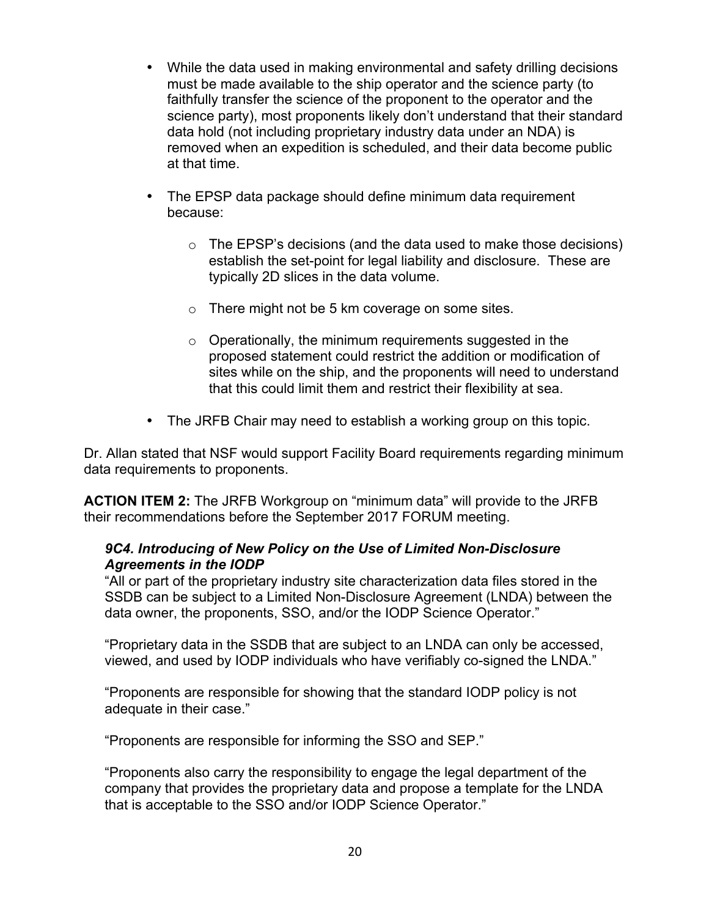- While the data used in making environmental and safety drilling decisions must be made available to the ship operator and the science party (to faithfully transfer the science of the proponent to the operator and the science party), most proponents likely don't understand that their standard data hold (not including proprietary industry data under an NDA) is removed when an expedition is scheduled, and their data become public at that time.

- The EPSP data package should define minimum data requirement because:

  - The EPSP's decisions (and the data used to make those decisions) establish the set-point for legal liability and disclosure. These are typically 2D slices in the data volume.

  - There might not be 5 km coverage on some sites.

  - Operationally, the minimum requirements suggested in the proposed statement could restrict the addition or modification of sites while on the ship, and the proponents will need to understand that this could limit them and restrict their flexibility at sea.

- The JRFB Chair may need to establish a working group on this topic.

Dr. Allan stated that NSF would support Facility Board requirements regarding minimum data requirements to proponents.

**ACTION ITEM 2:** The JRFB Workgroup on "minimum data" will provide to the JRFB their recommendations before the September 2017 FORUM meeting.

***9C4. Introducing of New Policy on the Use of Limited Non-Disclosure Agreements in the IODP***

"All or part of the proprietary industry site characterization data files stored in the SSDB can be subject to a Limited Non-Disclosure Agreement (LNDA) between the data owner, the proponents, SSO, and/or the IODP Science Operator."

"Proprietary data in the SSDB that are subject to an LNDA can only be accessed, viewed, and used by IODP individuals who have verifiably co-signed the LNDA."

"Proponents are responsible for showing that the standard IODP policy is not adequate in their case."

"Proponents are responsible for informing the SSO and SEP."

"Proponents also carry the responsibility to engage the legal department of the company that provides the proprietary data and propose a template for the LNDA that is acceptable to the SSO and/or IODP Science Operator."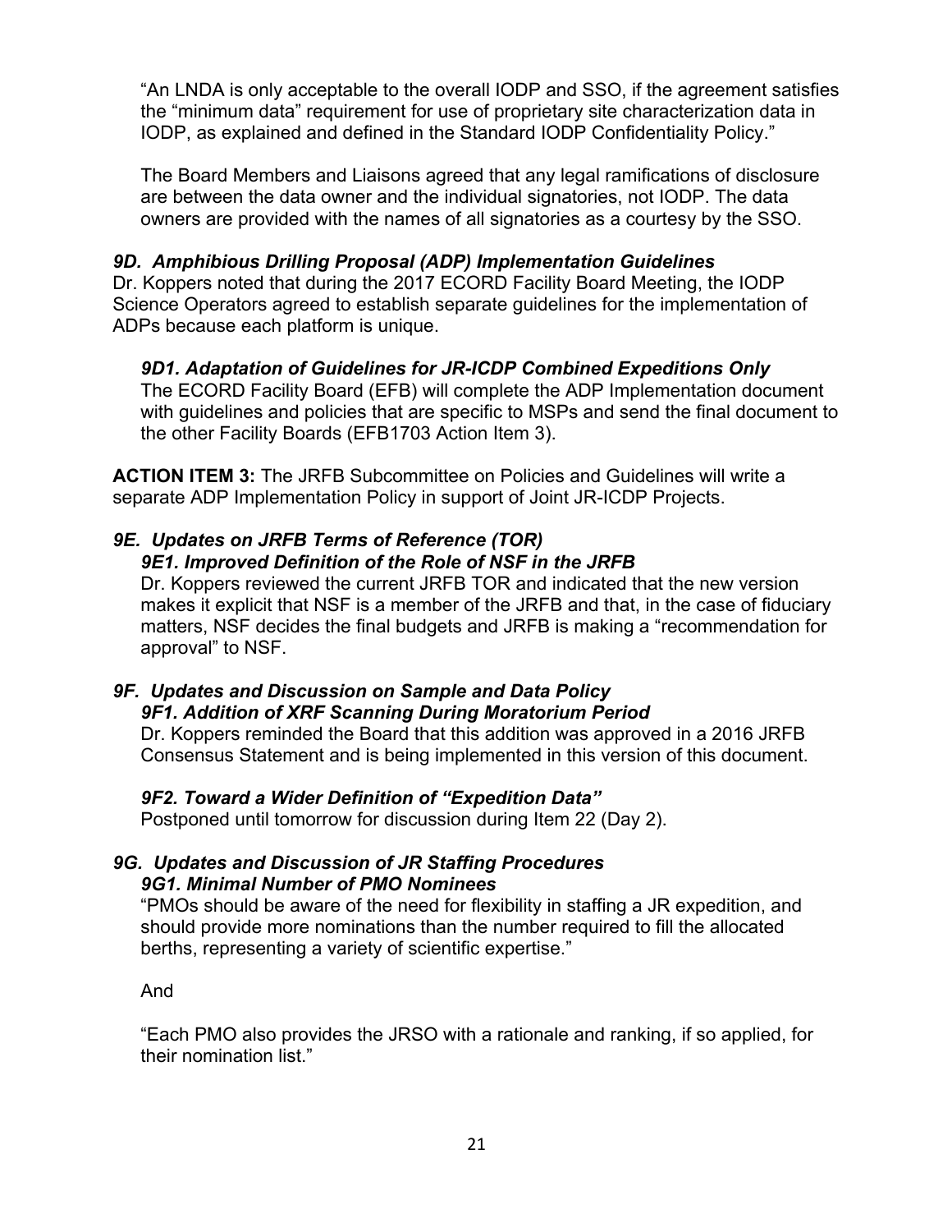"An LNDA is only acceptable to the overall IODP and SSO, if the agreement satisfies the "minimum data" requirement for use of proprietary site characterization data in IODP, as explained and defined in the Standard IODP Confidentiality Policy."

The Board Members and Liaisons agreed that any legal ramifications of disclosure are between the data owner and the individual signatories, not IODP. The data owners are provided with the names of all signatories as a courtesy by the SSO.

### *9D. Amphibious Drilling Proposal (ADP) Implementation Guidelines*

Dr. Koppers noted that during the 2017 ECORD Facility Board Meeting, the IODP Science Operators agreed to establish separate guidelines for the implementation of ADPs because each platform is unique.

#### *9D1. Adaptation of Guidelines for JR-ICDP Combined Expeditions Only*

The ECORD Facility Board (EFB) will complete the ADP Implementation document with guidelines and policies that are specific to MSPs and send the final document to the other Facility Boards (EFB1703 Action Item 3).

**ACTION ITEM 3:** The JRFB Subcommittee on Policies and Guidelines will write a separate ADP Implementation Policy in support of Joint JR-ICDP Projects.

### *9E. Updates on JRFB Terms of Reference (TOR)*

#### *9E1. Improved Definition of the Role of NSF in the JRFB*

Dr. Koppers reviewed the current JRFB TOR and indicated that the new version makes it explicit that NSF is a member of the JRFB and that, in the case of fiduciary matters, NSF decides the final budgets and JRFB is making a "recommendation for approval" to NSF.

### *9F. Updates and Discussion on Sample and Data Policy*

#### *9F1. Addition of XRF Scanning During Moratorium Period*

Dr. Koppers reminded the Board that this addition was approved in a 2016 JRFB Consensus Statement and is being implemented in this version of this document.

#### *9F2. Toward a Wider Definition of "Expedition Data"*

Postponed until tomorrow for discussion during Item 22 (Day 2).

### *9G. Updates and Discussion of JR Staffing Procedures*

#### *9G1. Minimal Number of PMO Nominees*

"PMOs should be aware of the need for flexibility in staffing a JR expedition, and should provide more nominations than the number required to fill the allocated berths, representing a variety of scientific expertise."

And

"Each PMO also provides the JRSO with a rationale and ranking, if so applied, for their nomination list."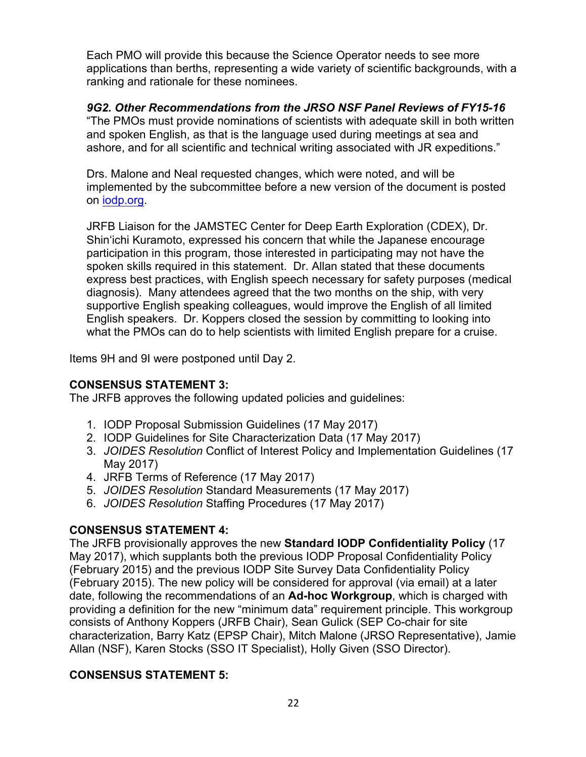Each PMO will provide this because the Science Operator needs to see more applications than berths, representing a wide variety of scientific backgrounds, with a ranking and rationale for these nominees.

***9G2. Other Recommendations from the JRSO NSF Panel Reviews of FY15-16***

"The PMOs must provide nominations of scientists with adequate skill in both written and spoken English, as that is the language used during meetings at sea and ashore, and for all scientific and technical writing associated with JR expeditions."

Drs. Malone and Neal requested changes, which were noted, and will be implemented by the subcommittee before a new version of the document is posted on iodp.org.

JRFB Liaison for the JAMSTEC Center for Deep Earth Exploration (CDEX), Dr. Shin'ichi Kuramoto, expressed his concern that while the Japanese encourage participation in this program, those interested in participating may not have the spoken skills required in this statement. Dr. Allan stated that these documents express best practices, with English speech necessary for safety purposes (medical diagnosis). Many attendees agreed that the two months on the ship, with very supportive English speaking colleagues, would improve the English of all limited English speakers. Dr. Koppers closed the session by committing to looking into what the PMOs can do to help scientists with limited English prepare for a cruise.

Items 9H and 9I were postponed until Day 2.

**CONSENSUS STATEMENT 3:**

The JRFB approves the following updated policies and guidelines:

1. IODP Proposal Submission Guidelines (17 May 2017)
2. IODP Guidelines for Site Characterization Data (17 May 2017)
3. *JOIDES Resolution* Conflict of Interest Policy and Implementation Guidelines (17 May 2017)
4. JRFB Terms of Reference (17 May 2017)
5. *JOIDES Resolution* Standard Measurements (17 May 2017)
6. *JOIDES Resolution* Staffing Procedures (17 May 2017)

**CONSENSUS STATEMENT 4:**

The JRFB provisionally approves the new **Standard IODP Confidentiality Policy** (17 May 2017), which supplants both the previous IODP Proposal Confidentiality Policy (February 2015) and the previous IODP Site Survey Data Confidentiality Policy (February 2015). The new policy will be considered for approval (via email) at a later date, following the recommendations of an **Ad-hoc Workgroup**, which is charged with providing a definition for the new "minimum data" requirement principle. This workgroup consists of Anthony Koppers (JRFB Chair), Sean Gulick (SEP Co-chair for site characterization, Barry Katz (EPSP Chair), Mitch Malone (JRSO Representative), Jamie Allan (NSF), Karen Stocks (SSO IT Specialist), Holly Given (SSO Director).

**CONSENSUS STATEMENT 5:**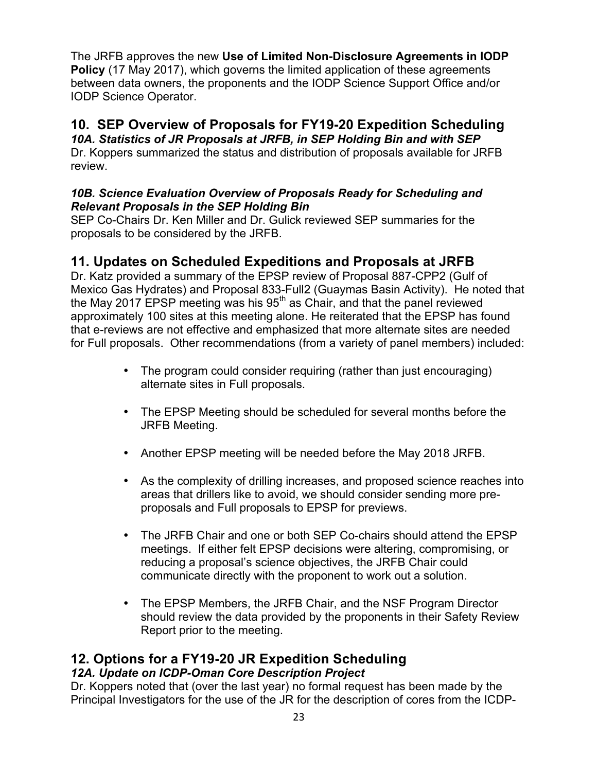The JRFB approves the new **Use of Limited Non-Disclosure Agreements in IODP Policy** (17 May 2017), which governs the limited application of these agreements between data owners, the proponents and the IODP Science Support Office and/or IODP Science Operator.

## 10. SEP Overview of Proposals for FY19-20 Expedition Scheduling

***10A. Statistics of JR Proposals at JRFB, in SEP Holding Bin and with SEP***

Dr. Koppers summarized the status and distribution of proposals available for JRFB review.

***10B. Science Evaluation Overview of Proposals Ready for Scheduling and Relevant Proposals in the SEP Holding Bin***

SEP Co-Chairs Dr. Ken Miller and Dr. Gulick reviewed SEP summaries for the proposals to be considered by the JRFB.

## 11. Updates on Scheduled Expeditions and Proposals at JRFB

Dr. Katz provided a summary of the EPSP review of Proposal 887-CPP2 (Gulf of Mexico Gas Hydrates) and Proposal 833-Full2 (Guaymas Basin Activity). He noted that the May 2017 EPSP meeting was his 95th as Chair, and that the panel reviewed approximately 100 sites at this meeting alone. He reiterated that the EPSP has found that e-reviews are not effective and emphasized that more alternate sites are needed for Full proposals. Other recommendations (from a variety of panel members) included:

- The program could consider requiring (rather than just encouraging) alternate sites in Full proposals.
- The EPSP Meeting should be scheduled for several months before the JRFB Meeting.
- Another EPSP meeting will be needed before the May 2018 JRFB.
- As the complexity of drilling increases, and proposed science reaches into areas that drillers like to avoid, we should consider sending more pre-proposals and Full proposals to EPSP for previews.
- The JRFB Chair and one or both SEP Co-chairs should attend the EPSP meetings. If either felt EPSP decisions were altering, compromising, or reducing a proposal's science objectives, the JRFB Chair could communicate directly with the proponent to work out a solution.
- The EPSP Members, the JRFB Chair, and the NSF Program Director should review the data provided by the proponents in their Safety Review Report prior to the meeting.

## 12. Options for a FY19-20 JR Expedition Scheduling

***12A. Update on ICDP-Oman Core Description Project***

Dr. Koppers noted that (over the last year) no formal request has been made by the Principal Investigators for the use of the JR for the description of cores from the ICDP-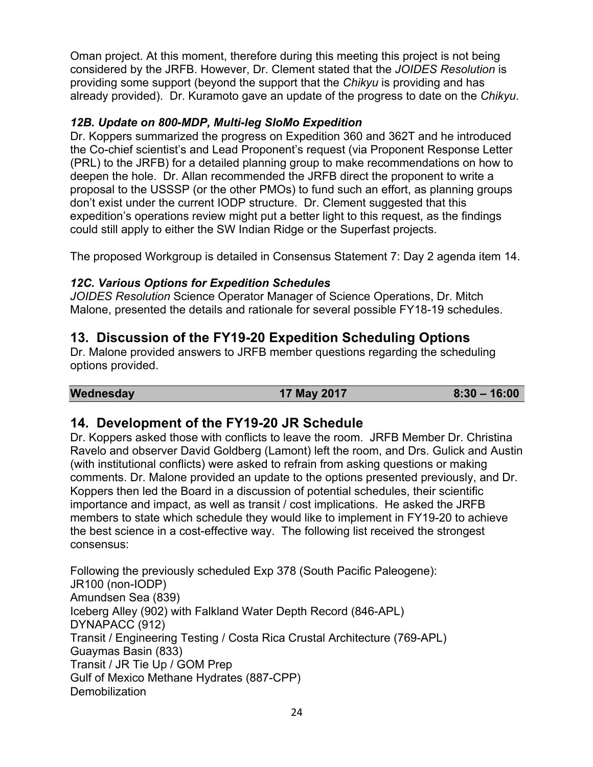Oman project. At this moment, therefore during this meeting this project is not being considered by the JRFB. However, Dr. Clement stated that the *JOIDES Resolution* is providing some support (beyond the support that the *Chikyu* is providing and has already provided). Dr. Kuramoto gave an update of the progress to date on the *Chikyu*.

### *12B. Update on 800-MDP, Multi-leg SloMo Expedition*

Dr. Koppers summarized the progress on Expedition 360 and 362T and he introduced the Co-chief scientist's and Lead Proponent's request (via Proponent Response Letter (PRL) to the JRFB) for a detailed planning group to make recommendations on how to deepen the hole. Dr. Allan recommended the JRFB direct the proponent to write a proposal to the USSSP (or the other PMOs) to fund such an effort, as planning groups don't exist under the current IODP structure. Dr. Clement suggested that this expedition's operations review might put a better light to this request, as the findings could still apply to either the SW Indian Ridge or the Superfast projects.

The proposed Workgroup is detailed in Consensus Statement 7: Day 2 agenda item 14.

### *12C. Various Options for Expedition Schedules*

*JOIDES Resolution* Science Operator Manager of Science Operations, Dr. Mitch Malone, presented the details and rationale for several possible FY18-19 schedules.

## 13. Discussion of the FY19-20 Expedition Scheduling Options

Dr. Malone provided answers to JRFB member questions regarding the scheduling options provided.

| **Wednesday** | **17 May 2017** | **8:30 – 16:00** |
|---|---|---|

## 14. Development of the FY19-20 JR Schedule

Dr. Koppers asked those with conflicts to leave the room. JRFB Member Dr. Christina Ravelo and observer David Goldberg (Lamont) left the room, and Drs. Gulick and Austin (with institutional conflicts) were asked to refrain from asking questions or making comments. Dr. Malone provided an update to the options presented previously, and Dr. Koppers then led the Board in a discussion of potential schedules, their scientific importance and impact, as well as transit / cost implications. He asked the JRFB members to state which schedule they would like to implement in FY19-20 to achieve the best science in a cost-effective way. The following list received the strongest consensus:

Following the previously scheduled Exp 378 (South Pacific Paleogene):
JR100 (non-IODP)
Amundsen Sea (839)
Iceberg Alley (902) with Falkland Water Depth Record (846-APL)
DYNAPACC (912)
Transit / Engineering Testing / Costa Rica Crustal Architecture (769-APL)
Guaymas Basin (833)
Transit / JR Tie Up / GOM Prep
Gulf of Mexico Methane Hydrates (887-CPP)
Demobilization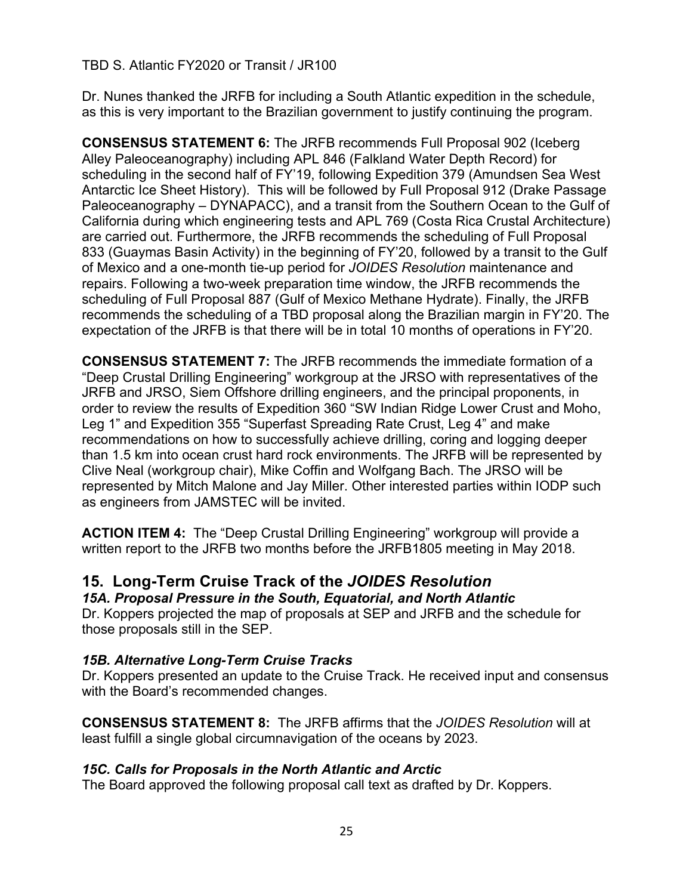TBD S. Atlantic FY2020 or Transit / JR100

Dr. Nunes thanked the JRFB for including a South Atlantic expedition in the schedule, as this is very important to the Brazilian government to justify continuing the program.

**CONSENSUS STATEMENT 6:** The JRFB recommends Full Proposal 902 (Iceberg Alley Paleoceanography) including APL 846 (Falkland Water Depth Record) for scheduling in the second half of FY'19, following Expedition 379 (Amundsen Sea West Antarctic Ice Sheet History). This will be followed by Full Proposal 912 (Drake Passage Paleoceanography – DYNAPACC), and a transit from the Southern Ocean to the Gulf of California during which engineering tests and APL 769 (Costa Rica Crustal Architecture) are carried out. Furthermore, the JRFB recommends the scheduling of Full Proposal 833 (Guaymas Basin Activity) in the beginning of FY'20, followed by a transit to the Gulf of Mexico and a one-month tie-up period for *JOIDES Resolution* maintenance and repairs. Following a two-week preparation time window, the JRFB recommends the scheduling of Full Proposal 887 (Gulf of Mexico Methane Hydrate). Finally, the JRFB recommends the scheduling of a TBD proposal along the Brazilian margin in FY'20. The expectation of the JRFB is that there will be in total 10 months of operations in FY'20.

**CONSENSUS STATEMENT 7:** The JRFB recommends the immediate formation of a "Deep Crustal Drilling Engineering" workgroup at the JRSO with representatives of the JRFB and JRSO, Siem Offshore drilling engineers, and the principal proponents, in order to review the results of Expedition 360 "SW Indian Ridge Lower Crust and Moho, Leg 1" and Expedition 355 "Superfast Spreading Rate Crust, Leg 4" and make recommendations on how to successfully achieve drilling, coring and logging deeper than 1.5 km into ocean crust hard rock environments. The JRFB will be represented by Clive Neal (workgroup chair), Mike Coffin and Wolfgang Bach. The JRSO will be represented by Mitch Malone and Jay Miller. Other interested parties within IODP such as engineers from JAMSTEC will be invited.

**ACTION ITEM 4:** The "Deep Crustal Drilling Engineering" workgroup will provide a written report to the JRFB two months before the JRFB1805 meeting in May 2018.

## 15. Long-Term Cruise Track of the *JOIDES Resolution*

### *15A. Proposal Pressure in the South, Equatorial, and North Atlantic*

Dr. Koppers projected the map of proposals at SEP and JRFB and the schedule for those proposals still in the SEP.

### *15B. Alternative Long-Term Cruise Tracks*

Dr. Koppers presented an update to the Cruise Track. He received input and consensus with the Board's recommended changes.

**CONSENSUS STATEMENT 8:** The JRFB affirms that the *JOIDES Resolution* will at least fulfill a single global circumnavigation of the oceans by 2023.

### *15C. Calls for Proposals in the North Atlantic and Arctic*

The Board approved the following proposal call text as drafted by Dr. Koppers.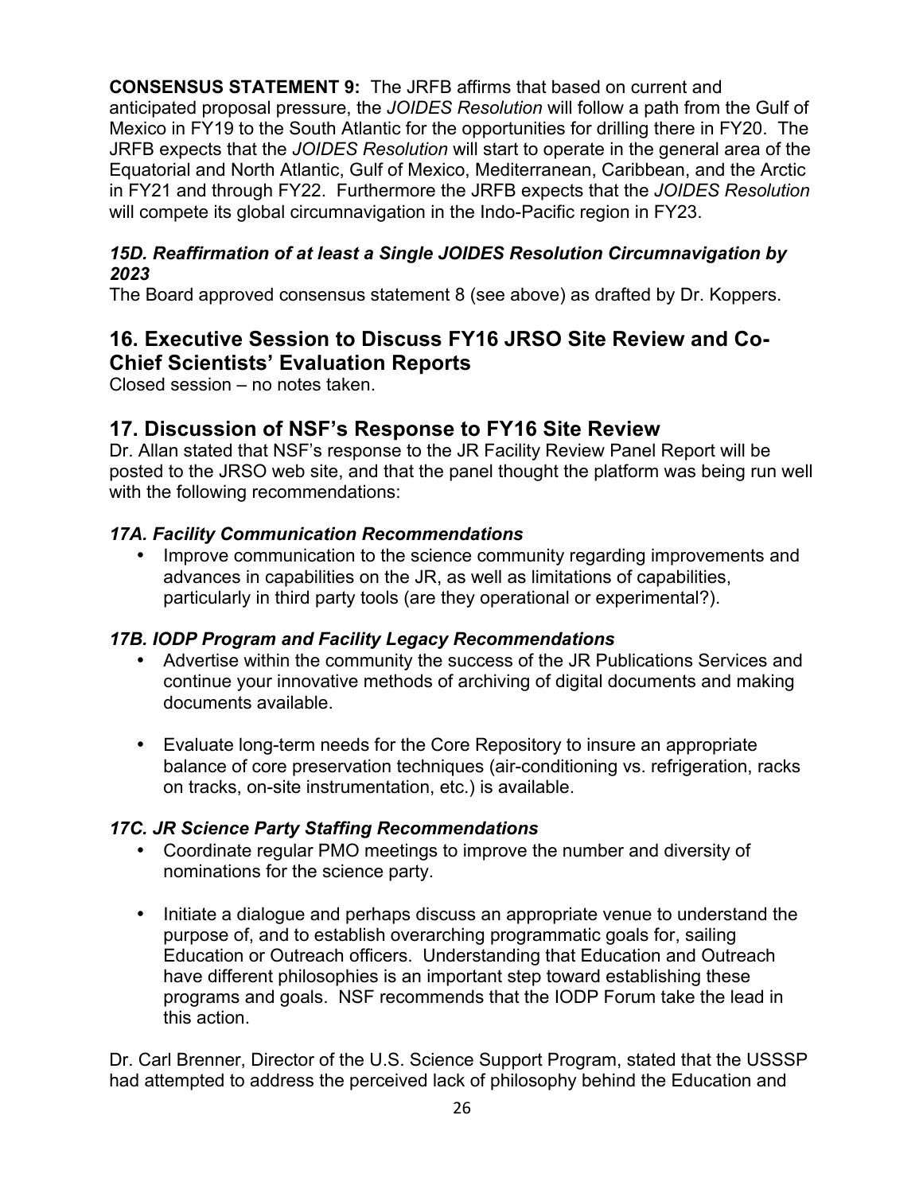**CONSENSUS STATEMENT 9:** The JRFB affirms that based on current and anticipated proposal pressure, the *JOIDES Resolution* will follow a path from the Gulf of Mexico in FY19 to the South Atlantic for the opportunities for drilling there in FY20. The JRFB expects that the *JOIDES Resolution* will start to operate in the general area of the Equatorial and North Atlantic, Gulf of Mexico, Mediterranean, Caribbean, and the Arctic in FY21 and through FY22. Furthermore the JRFB expects that the *JOIDES Resolution* will compete its global circumnavigation in the Indo-Pacific region in FY23.

### *15D. Reaffirmation of at least a Single JOIDES Resolution Circumnavigation by 2023*

The Board approved consensus statement 8 (see above) as drafted by Dr. Koppers.

## 16. Executive Session to Discuss FY16 JRSO Site Review and Co-Chief Scientists' Evaluation Reports

Closed session – no notes taken.

## 17. Discussion of NSF's Response to FY16 Site Review

Dr. Allan stated that NSF's response to the JR Facility Review Panel Report will be posted to the JRSO web site, and that the panel thought the platform was being run well with the following recommendations:

### *17A. Facility Communication Recommendations*

- Improve communication to the science community regarding improvements and advances in capabilities on the JR, as well as limitations of capabilities, particularly in third party tools (are they operational or experimental?).

### *17B. IODP Program and Facility Legacy Recommendations*

- Advertise within the community the success of the JR Publications Services and continue your innovative methods of archiving of digital documents and making documents available.
- Evaluate long-term needs for the Core Repository to insure an appropriate balance of core preservation techniques (air-conditioning vs. refrigeration, racks on tracks, on-site instrumentation, etc.) is available.

### *17C. JR Science Party Staffing Recommendations*

- Coordinate regular PMO meetings to improve the number and diversity of nominations for the science party.
- Initiate a dialogue and perhaps discuss an appropriate venue to understand the purpose of, and to establish overarching programmatic goals for, sailing Education or Outreach officers. Understanding that Education and Outreach have different philosophies is an important step toward establishing these programs and goals. NSF recommends that the IODP Forum take the lead in this action.

Dr. Carl Brenner, Director of the U.S. Science Support Program, stated that the USSSP had attempted to address the perceived lack of philosophy behind the Education and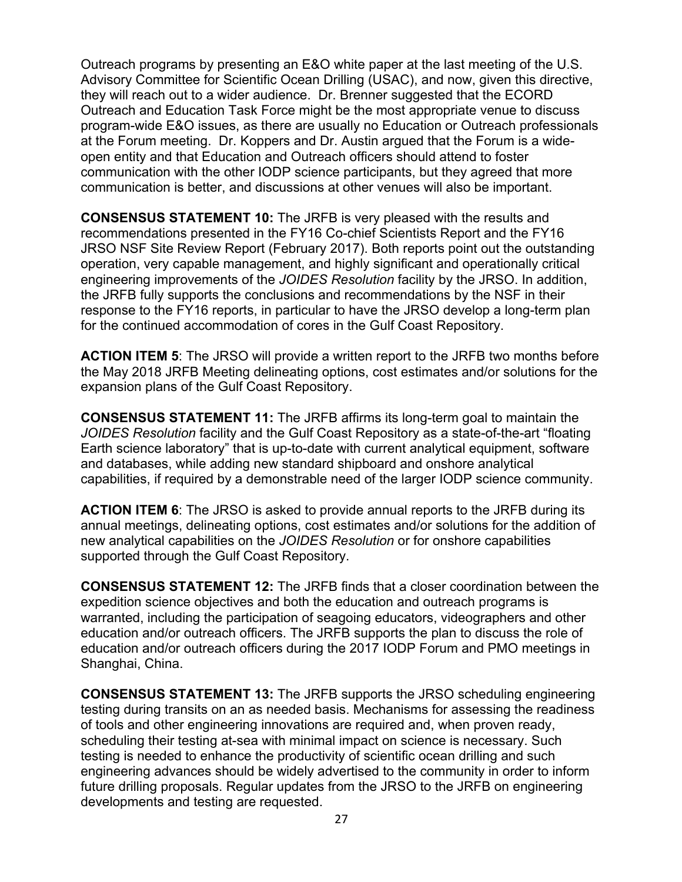Outreach programs by presenting an E&O white paper at the last meeting of the U.S. Advisory Committee for Scientific Ocean Drilling (USAC), and now, given this directive, they will reach out to a wider audience. Dr. Brenner suggested that the ECORD Outreach and Education Task Force might be the most appropriate venue to discuss program-wide E&O issues, as there are usually no Education or Outreach professionals at the Forum meeting. Dr. Koppers and Dr. Austin argued that the Forum is a wide-open entity and that Education and Outreach officers should attend to foster communication with the other IODP science participants, but they agreed that more communication is better, and discussions at other venues will also be important.

**CONSENSUS STATEMENT 10:** The JRFB is very pleased with the results and recommendations presented in the FY16 Co-chief Scientists Report and the FY16 JRSO NSF Site Review Report (February 2017). Both reports point out the outstanding operation, very capable management, and highly significant and operationally critical engineering improvements of the *JOIDES Resolution* facility by the JRSO. In addition, the JRFB fully supports the conclusions and recommendations by the NSF in their response to the FY16 reports, in particular to have the JRSO develop a long-term plan for the continued accommodation of cores in the Gulf Coast Repository.

**ACTION ITEM 5**: The JRSO will provide a written report to the JRFB two months before the May 2018 JRFB Meeting delineating options, cost estimates and/or solutions for the expansion plans of the Gulf Coast Repository.

**CONSENSUS STATEMENT 11:** The JRFB affirms its long-term goal to maintain the *JOIDES Resolution* facility and the Gulf Coast Repository as a state-of-the-art "floating Earth science laboratory" that is up-to-date with current analytical equipment, software and databases, while adding new standard shipboard and onshore analytical capabilities, if required by a demonstrable need of the larger IODP science community.

**ACTION ITEM 6**: The JRSO is asked to provide annual reports to the JRFB during its annual meetings, delineating options, cost estimates and/or solutions for the addition of new analytical capabilities on the *JOIDES Resolution* or for onshore capabilities supported through the Gulf Coast Repository.

**CONSENSUS STATEMENT 12:** The JRFB finds that a closer coordination between the expedition science objectives and both the education and outreach programs is warranted, including the participation of seagoing educators, videographers and other education and/or outreach officers. The JRFB supports the plan to discuss the role of education and/or outreach officers during the 2017 IODP Forum and PMO meetings in Shanghai, China.

**CONSENSUS STATEMENT 13:** The JRFB supports the JRSO scheduling engineering testing during transits on an as needed basis. Mechanisms for assessing the readiness of tools and other engineering innovations are required and, when proven ready, scheduling their testing at-sea with minimal impact on science is necessary. Such testing is needed to enhance the productivity of scientific ocean drilling and such engineering advances should be widely advertised to the community in order to inform future drilling proposals. Regular updates from the JRSO to the JRFB on engineering developments and testing are requested.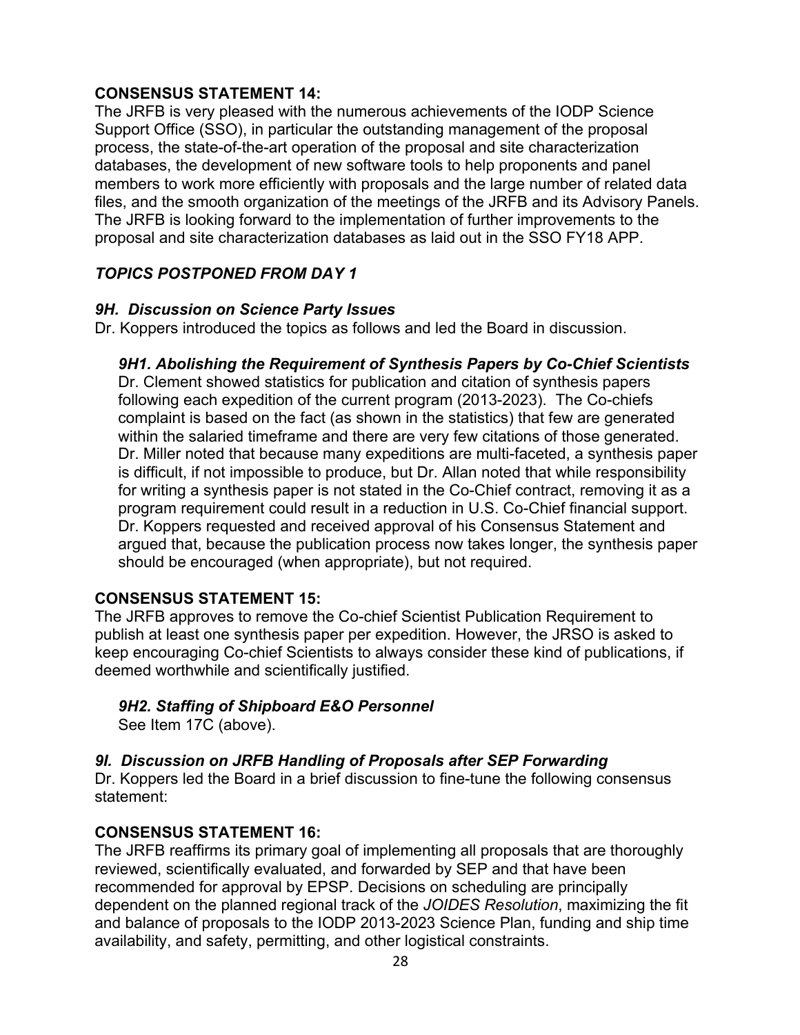**CONSENSUS STATEMENT 14:**
The JRFB is very pleased with the numerous achievements of the IODP Science Support Office (SSO), in particular the outstanding management of the proposal process, the state-of-the-art operation of the proposal and site characterization databases, the development of new software tools to help proponents and panel members to work more efficiently with proposals and the large number of related data files, and the smooth organization of the meetings of the JRFB and its Advisory Panels. The JRFB is looking forward to the implementation of further improvements to the proposal and site characterization databases as laid out in the SSO FY18 APP.

***TOPICS POSTPONED FROM DAY 1***

***9H. Discussion on Science Party Issues***
Dr. Koppers introduced the topics as follows and led the Board in discussion.

***9H1. Abolishing the Requirement of Synthesis Papers by Co-Chief Scientists***
Dr. Clement showed statistics for publication and citation of synthesis papers following each expedition of the current program (2013-2023). The Co-chiefs complaint is based on the fact (as shown in the statistics) that few are generated within the salaried timeframe and there are very few citations of those generated. Dr. Miller noted that because many expeditions are multi-faceted, a synthesis paper is difficult, if not impossible to produce, but Dr. Allan noted that while responsibility for writing a synthesis paper is not stated in the Co-Chief contract, removing it as a program requirement could result in a reduction in U.S. Co-Chief financial support. Dr. Koppers requested and received approval of his Consensus Statement and argued that, because the publication process now takes longer, the synthesis paper should be encouraged (when appropriate), but not required.

**CONSENSUS STATEMENT 15:**
The JRFB approves to remove the Co-chief Scientist Publication Requirement to publish at least one synthesis paper per expedition. However, the JRSO is asked to keep encouraging Co-chief Scientists to always consider these kind of publications, if deemed worthwhile and scientifically justified.

***9H2. Staffing of Shipboard E&O Personnel***
See Item 17C (above).

***9I. Discussion on JRFB Handling of Proposals after SEP Forwarding***
Dr. Koppers led the Board in a brief discussion to fine-tune the following consensus statement:

**CONSENSUS STATEMENT 16:**
The JRFB reaffirms its primary goal of implementing all proposals that are thoroughly reviewed, scientifically evaluated, and forwarded by SEP and that have been recommended for approval by EPSP. Decisions on scheduling are principally dependent on the planned regional track of the *JOIDES Resolution*, maximizing the fit and balance of proposals to the IODP 2013-2023 Science Plan, funding and ship time availability, and safety, permitting, and other logistical constraints.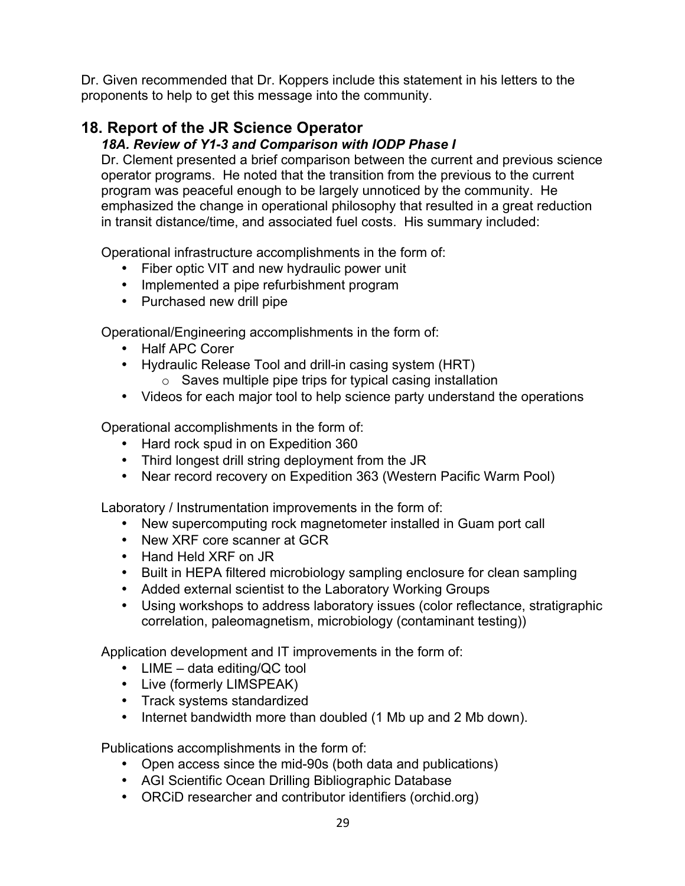Dr. Given recommended that Dr. Koppers include this statement in his letters to the proponents to help to get this message into the community.

## 18. Report of the JR Science Operator

### *18A. Review of Y1-3 and Comparison with IODP Phase I*

Dr. Clement presented a brief comparison between the current and previous science operator programs. He noted that the transition from the previous to the current program was peaceful enough to be largely unnoticed by the community. He emphasized the change in operational philosophy that resulted in a great reduction in transit distance/time, and associated fuel costs. His summary included:

Operational infrastructure accomplishments in the form of:

- Fiber optic VIT and new hydraulic power unit
- Implemented a pipe refurbishment program
- Purchased new drill pipe

Operational/Engineering accomplishments in the form of:

- Half APC Corer
- Hydraulic Release Tool and drill-in casing system (HRT)
    - Saves multiple pipe trips for typical casing installation
- Videos for each major tool to help science party understand the operations

Operational accomplishments in the form of:

- Hard rock spud in on Expedition 360
- Third longest drill string deployment from the JR
- Near record recovery on Expedition 363 (Western Pacific Warm Pool)

Laboratory / Instrumentation improvements in the form of:

- New supercomputing rock magnetometer installed in Guam port call
- New XRF core scanner at GCR
- Hand Held XRF on JR
- Built in HEPA filtered microbiology sampling enclosure for clean sampling
- Added external scientist to the Laboratory Working Groups
- Using workshops to address laboratory issues (color reflectance, stratigraphic correlation, paleomagnetism, microbiology (contaminant testing))

Application development and IT improvements in the form of:

- LIME – data editing/QC tool
- Live (formerly LIMSPEAK)
- Track systems standardized
- Internet bandwidth more than doubled (1 Mb up and 2 Mb down).

Publications accomplishments in the form of:

- Open access since the mid-90s (both data and publications)
- AGI Scientific Ocean Drilling Bibliographic Database
- ORCiD researcher and contributor identifiers (orchid.org)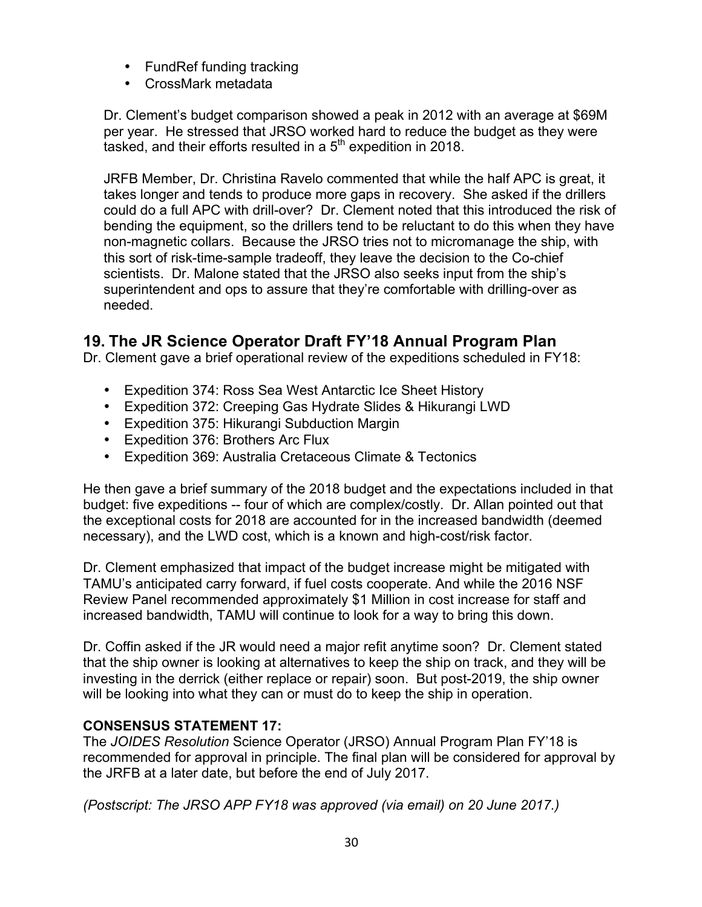- FundRef funding tracking
- CrossMark metadata

Dr. Clement's budget comparison showed a peak in 2012 with an average at $69M per year. He stressed that JRSO worked hard to reduce the budget as they were tasked, and their efforts resulted in a 5$^{th}$ expedition in 2018.

JRFB Member, Dr. Christina Ravelo commented that while the half APC is great, it takes longer and tends to produce more gaps in recovery. She asked if the drillers could do a full APC with drill-over? Dr. Clement noted that this introduced the risk of bending the equipment, so the drillers tend to be reluctant to do this when they have non-magnetic collars. Because the JRSO tries not to micromanage the ship, with this sort of risk-time-sample tradeoff, they leave the decision to the Co-chief scientists. Dr. Malone stated that the JRSO also seeks input from the ship's superintendent and ops to assure that they're comfortable with drilling-over as needed.

## 19. The JR Science Operator Draft FY'18 Annual Program Plan

Dr. Clement gave a brief operational review of the expeditions scheduled in FY18:

- Expedition 374: Ross Sea West Antarctic Ice Sheet History
- Expedition 372: Creeping Gas Hydrate Slides & Hikurangi LWD
- Expedition 375: Hikurangi Subduction Margin
- Expedition 376: Brothers Arc Flux
- Expedition 369: Australia Cretaceous Climate & Tectonics

He then gave a brief summary of the 2018 budget and the expectations included in that budget: five expeditions -- four of which are complex/costly. Dr. Allan pointed out that the exceptional costs for 2018 are accounted for in the increased bandwidth (deemed necessary), and the LWD cost, which is a known and high-cost/risk factor.

Dr. Clement emphasized that impact of the budget increase might be mitigated with TAMU's anticipated carry forward, if fuel costs cooperate. And while the 2016 NSF Review Panel recommended approximately $1 Million in cost increase for staff and increased bandwidth, TAMU will continue to look for a way to bring this down.

Dr. Coffin asked if the JR would need a major refit anytime soon? Dr. Clement stated that the ship owner is looking at alternatives to keep the ship on track, and they will be investing in the derrick (either replace or repair) soon. But post-2019, the ship owner will be looking into what they can or must do to keep the ship in operation.

**CONSENSUS STATEMENT 17:**
The *JOIDES Resolution* Science Operator (JRSO) Annual Program Plan FY'18 is recommended for approval in principle. The final plan will be considered for approval by the JRFB at a later date, but before the end of July 2017.

*(Postscript: The JRSO APP FY18 was approved (via email) on 20 June 2017.)*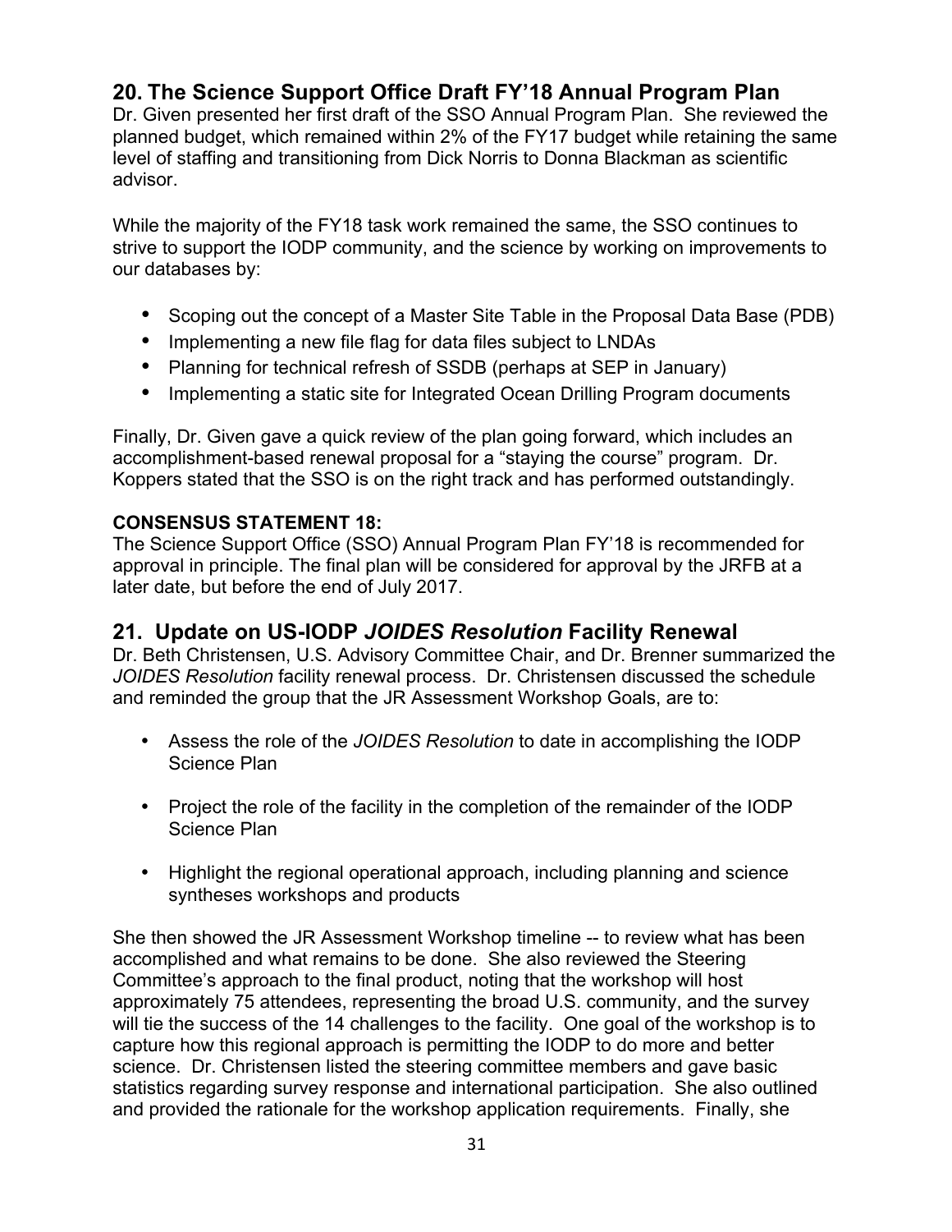## 20. The Science Support Office Draft FY'18 Annual Program Plan

Dr. Given presented her first draft of the SSO Annual Program Plan. She reviewed the planned budget, which remained within 2% of the FY17 budget while retaining the same level of staffing and transitioning from Dick Norris to Donna Blackman as scientific advisor.

While the majority of the FY18 task work remained the same, the SSO continues to strive to support the IODP community, and the science by working on improvements to our databases by:

- Scoping out the concept of a Master Site Table in the Proposal Data Base (PDB)
- Implementing a new file flag for data files subject to LNDAs
- Planning for technical refresh of SSDB (perhaps at SEP in January)
- Implementing a static site for Integrated Ocean Drilling Program documents

Finally, Dr. Given gave a quick review of the plan going forward, which includes an accomplishment-based renewal proposal for a "staying the course" program. Dr. Koppers stated that the SSO is on the right track and has performed outstandingly.

**CONSENSUS STATEMENT 18:**

The Science Support Office (SSO) Annual Program Plan FY'18 is recommended for approval in principle. The final plan will be considered for approval by the JRFB at a later date, but before the end of July 2017.

## 21. Update on US-IODP *JOIDES Resolution* Facility Renewal

Dr. Beth Christensen, U.S. Advisory Committee Chair, and Dr. Brenner summarized the *JOIDES Resolution* facility renewal process. Dr. Christensen discussed the schedule and reminded the group that the JR Assessment Workshop Goals, are to:

- Assess the role of the *JOIDES Resolution* to date in accomplishing the IODP Science Plan
- Project the role of the facility in the completion of the remainder of the IODP Science Plan
- Highlight the regional operational approach, including planning and science syntheses workshops and products

She then showed the JR Assessment Workshop timeline -- to review what has been accomplished and what remains to be done. She also reviewed the Steering Committee's approach to the final product, noting that the workshop will host approximately 75 attendees, representing the broad U.S. community, and the survey will tie the success of the 14 challenges to the facility. One goal of the workshop is to capture how this regional approach is permitting the IODP to do more and better science. Dr. Christensen listed the steering committee members and gave basic statistics regarding survey response and international participation. She also outlined and provided the rationale for the workshop application requirements. Finally, she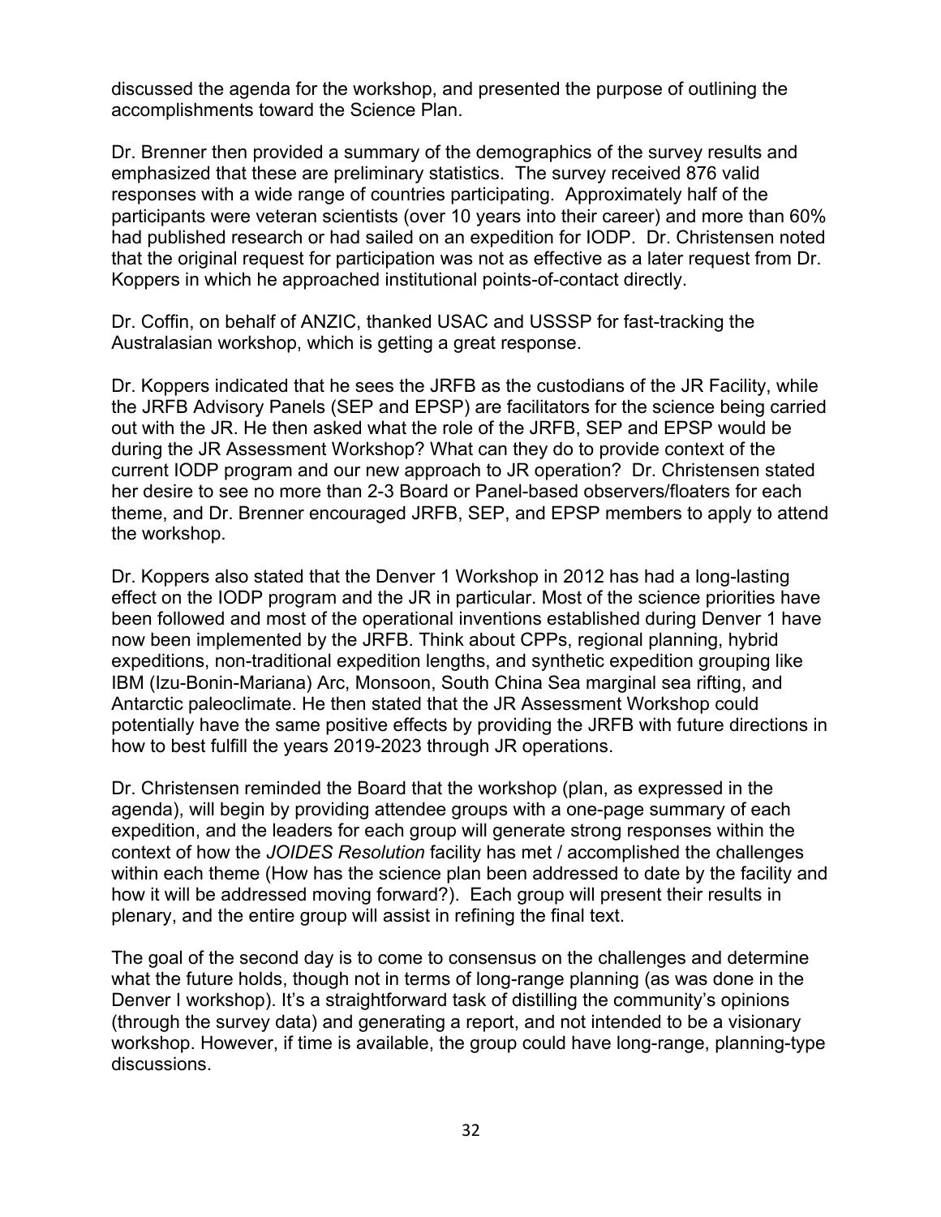discussed the agenda for the workshop, and presented the purpose of outlining the accomplishments toward the Science Plan.

Dr. Brenner then provided a summary of the demographics of the survey results and emphasized that these are preliminary statistics. The survey received 876 valid responses with a wide range of countries participating. Approximately half of the participants were veteran scientists (over 10 years into their career) and more than 60% had published research or had sailed on an expedition for IODP. Dr. Christensen noted that the original request for participation was not as effective as a later request from Dr. Koppers in which he approached institutional points-of-contact directly.

Dr. Coffin, on behalf of ANZIC, thanked USAC and USSSP for fast-tracking the Australasian workshop, which is getting a great response.

Dr. Koppers indicated that he sees the JRFB as the custodians of the JR Facility, while the JRFB Advisory Panels (SEP and EPSP) are facilitators for the science being carried out with the JR. He then asked what the role of the JRFB, SEP and EPSP would be during the JR Assessment Workshop? What can they do to provide context of the current IODP program and our new approach to JR operation? Dr. Christensen stated her desire to see no more than 2-3 Board or Panel-based observers/floaters for each theme, and Dr. Brenner encouraged JRFB, SEP, and EPSP members to apply to attend the workshop.

Dr. Koppers also stated that the Denver 1 Workshop in 2012 has had a long-lasting effect on the IODP program and the JR in particular. Most of the science priorities have been followed and most of the operational inventions established during Denver 1 have now been implemented by the JRFB. Think about CPPs, regional planning, hybrid expeditions, non-traditional expedition lengths, and synthetic expedition grouping like IBM (Izu-Bonin-Mariana) Arc, Monsoon, South China Sea marginal sea rifting, and Antarctic paleoclimate. He then stated that the JR Assessment Workshop could potentially have the same positive effects by providing the JRFB with future directions in how to best fulfill the years 2019-2023 through JR operations.

Dr. Christensen reminded the Board that the workshop (plan, as expressed in the agenda), will begin by providing attendee groups with a one-page summary of each expedition, and the leaders for each group will generate strong responses within the context of how the *JOIDES Resolution* facility has met / accomplished the challenges within each theme (How has the science plan been addressed to date by the facility and how it will be addressed moving forward?). Each group will present their results in plenary, and the entire group will assist in refining the final text.

The goal of the second day is to come to consensus on the challenges and determine what the future holds, though not in terms of long-range planning (as was done in the Denver I workshop). It's a straightforward task of distilling the community's opinions (through the survey data) and generating a report, and not intended to be a visionary workshop. However, if time is available, the group could have long-range, planning-type discussions.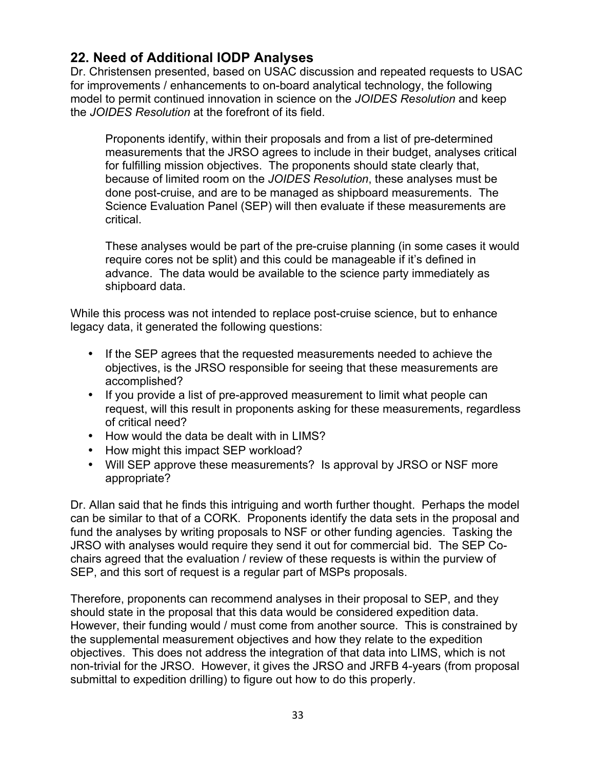## 22. Need of Additional IODP Analyses

Dr. Christensen presented, based on USAC discussion and repeated requests to USAC for improvements / enhancements to on-board analytical technology, the following model to permit continued innovation in science on the *JOIDES Resolution* and keep the *JOIDES Resolution* at the forefront of its field.

> Proponents identify, within their proposals and from a list of pre-determined measurements that the JRSO agrees to include in their budget, analyses critical for fulfilling mission objectives. The proponents should state clearly that, because of limited room on the *JOIDES Resolution*, these analyses must be done post-cruise, and are to be managed as shipboard measurements. The Science Evaluation Panel (SEP) will then evaluate if these measurements are critical.
>
> These analyses would be part of the pre-cruise planning (in some cases it would require cores not be split) and this could be manageable if it's defined in advance. The data would be available to the science party immediately as shipboard data.

While this process was not intended to replace post-cruise science, but to enhance legacy data, it generated the following questions:

- If the SEP agrees that the requested measurements needed to achieve the objectives, is the JRSO responsible for seeing that these measurements are accomplished?
- If you provide a list of pre-approved measurement to limit what people can request, will this result in proponents asking for these measurements, regardless of critical need?
- How would the data be dealt with in LIMS?
- How might this impact SEP workload?
- Will SEP approve these measurements? Is approval by JRSO or NSF more appropriate?

Dr. Allan said that he finds this intriguing and worth further thought. Perhaps the model can be similar to that of a CORK. Proponents identify the data sets in the proposal and fund the analyses by writing proposals to NSF or other funding agencies. Tasking the JRSO with analyses would require they send it out for commercial bid. The SEP Co-chairs agreed that the evaluation / review of these requests is within the purview of SEP, and this sort of request is a regular part of MSPs proposals.

Therefore, proponents can recommend analyses in their proposal to SEP, and they should state in the proposal that this data would be considered expedition data. However, their funding would / must come from another source. This is constrained by the supplemental measurement objectives and how they relate to the expedition objectives. This does not address the integration of that data into LIMS, which is not non-trivial for the JRSO. However, it gives the JRSO and JRFB 4-years (from proposal submittal to expedition drilling) to figure out how to do this properly.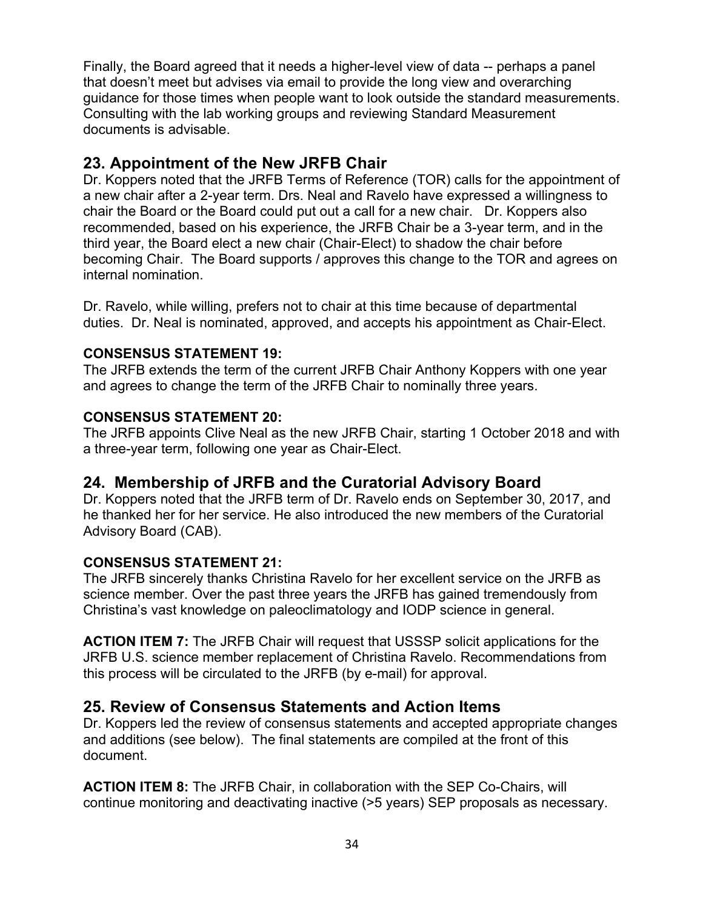Finally, the Board agreed that it needs a higher-level view of data -- perhaps a panel that doesn't meet but advises via email to provide the long view and overarching guidance for those times when people want to look outside the standard measurements. Consulting with the lab working groups and reviewing Standard Measurement documents is advisable.

## 23. Appointment of the New JRFB Chair

Dr. Koppers noted that the JRFB Terms of Reference (TOR) calls for the appointment of a new chair after a 2-year term. Drs. Neal and Ravelo have expressed a willingness to chair the Board or the Board could put out a call for a new chair. Dr. Koppers also recommended, based on his experience, the JRFB Chair be a 3-year term, and in the third year, the Board elect a new chair (Chair-Elect) to shadow the chair before becoming Chair. The Board supports / approves this change to the TOR and agrees on internal nomination.

Dr. Ravelo, while willing, prefers not to chair at this time because of departmental duties. Dr. Neal is nominated, approved, and accepts his appointment as Chair-Elect.

**CONSENSUS STATEMENT 19:**
The JRFB extends the term of the current JRFB Chair Anthony Koppers with one year and agrees to change the term of the JRFB Chair to nominally three years.

**CONSENSUS STATEMENT 20:**
The JRFB appoints Clive Neal as the new JRFB Chair, starting 1 October 2018 and with a three-year term, following one year as Chair-Elect.

## 24. Membership of JRFB and the Curatorial Advisory Board

Dr. Koppers noted that the JRFB term of Dr. Ravelo ends on September 30, 2017, and he thanked her for her service. He also introduced the new members of the Curatorial Advisory Board (CAB).

**CONSENSUS STATEMENT 21:**
The JRFB sincerely thanks Christina Ravelo for her excellent service on the JRFB as science member. Over the past three years the JRFB has gained tremendously from Christina's vast knowledge on paleoclimatology and IODP science in general.

**ACTION ITEM 7:** The JRFB Chair will request that USSSP solicit applications for the JRFB U.S. science member replacement of Christina Ravelo. Recommendations from this process will be circulated to the JRFB (by e-mail) for approval.

## 25. Review of Consensus Statements and Action Items

Dr. Koppers led the review of consensus statements and accepted appropriate changes and additions (see below). The final statements are compiled at the front of this document.

**ACTION ITEM 8:** The JRFB Chair, in collaboration with the SEP Co-Chairs, will continue monitoring and deactivating inactive (>5 years) SEP proposals as necessary.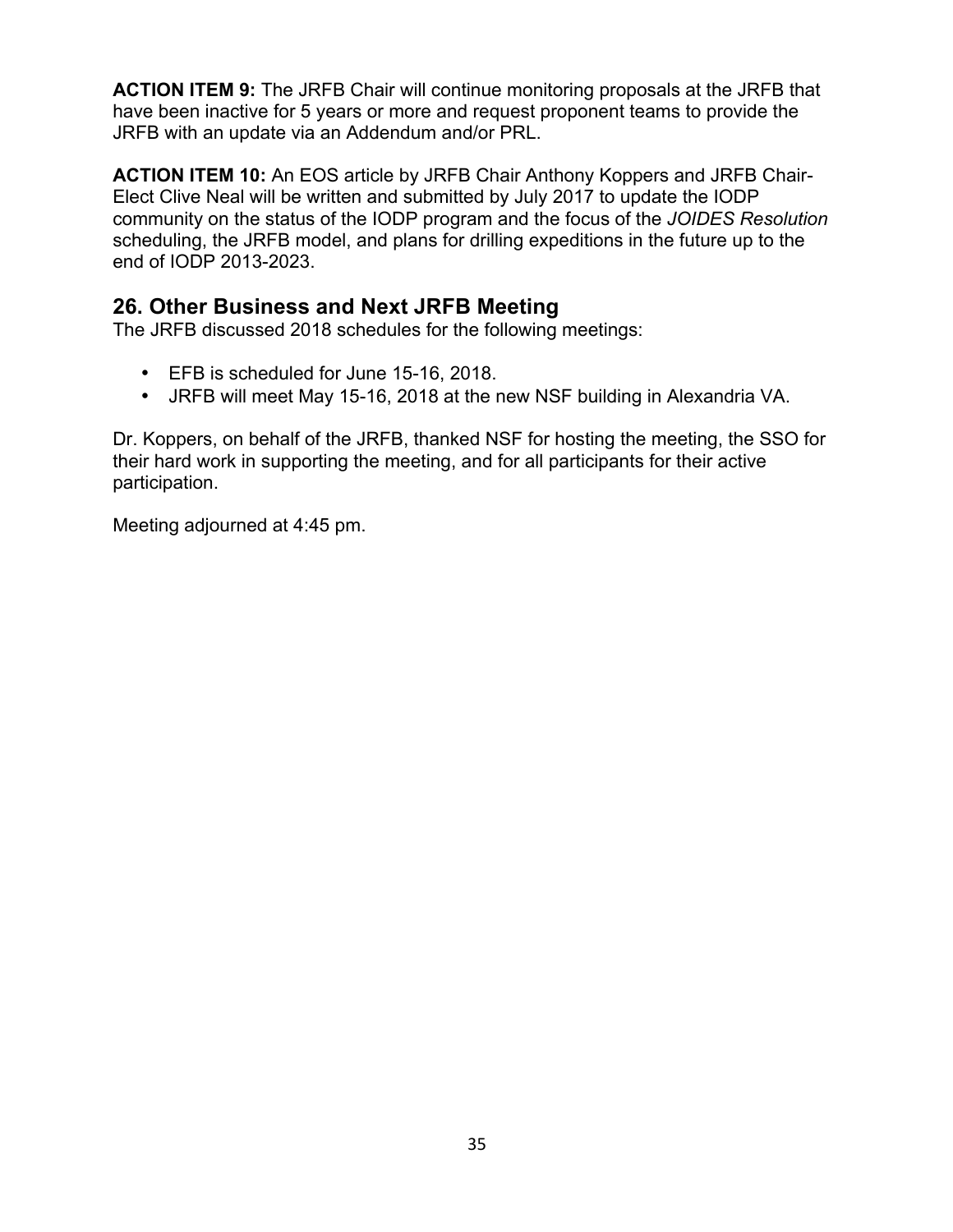**ACTION ITEM 9:** The JRFB Chair will continue monitoring proposals at the JRFB that have been inactive for 5 years or more and request proponent teams to provide the JRFB with an update via an Addendum and/or PRL.

**ACTION ITEM 10:** An EOS article by JRFB Chair Anthony Koppers and JRFB Chair-Elect Clive Neal will be written and submitted by July 2017 to update the IODP community on the status of the IODP program and the focus of the *JOIDES Resolution* scheduling, the JRFB model, and plans for drilling expeditions in the future up to the end of IODP 2013-2023.

## 26. Other Business and Next JRFB Meeting

The JRFB discussed 2018 schedules for the following meetings:

- EFB is scheduled for June 15-16, 2018.
- JRFB will meet May 15-16, 2018 at the new NSF building in Alexandria VA.

Dr. Koppers, on behalf of the JRFB, thanked NSF for hosting the meeting, the SSO for their hard work in supporting the meeting, and for all participants for their active participation.

Meeting adjourned at 4:45 pm.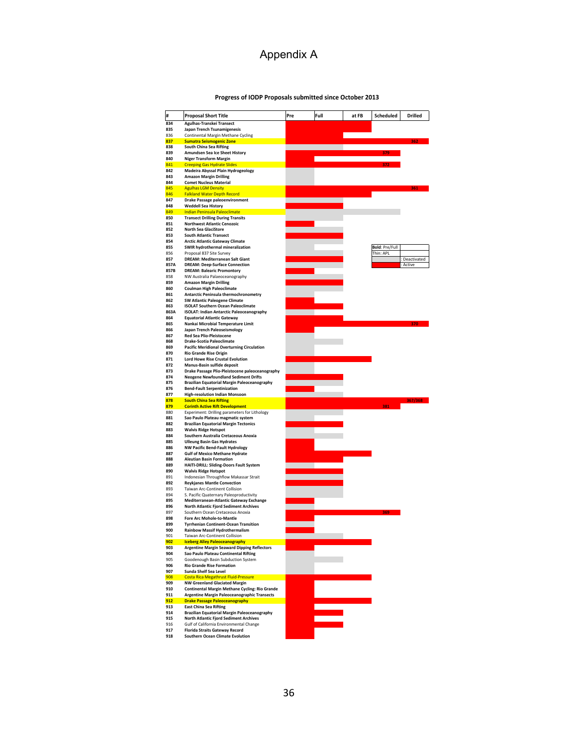# Appendix A

**Progress of IODP Proposals submitted since October 2013**

| # | Proposal Short Title | Pre | Full | at FB | Scheduled | Drilled |
|---|---|---|---|---|---|---|
| **834** | **Agulhas-Transkei Transect** | | | | | |
| **835** | **Japan Trench Tsunamigenesis** | | | | | |
| 836 | Continental Margin Methane Cycling | | | | | |
| **837** | **Sumatra Seismogenic Zone** | | | | | 362 |
| **838** | **South China Sea Rifting** | | | | | |
| **839** | **Amundsen Sea Ice Sheet History** | | | | 379 | |
| **840** | **Niger Transform Margin** | | | | | |
| 841 | Creeping Gas Hydrate Slides | | | | 372 | |
| **842** | **Madeira Abyssal Plain Hydrogeology** | | | | | |
| **843** | **Amazon Margin Drilling** | | | | | |
| **844** | **Comet Nucleus Material** | | | | | |
| 845 | Agulhas LGM Density | | | | | 361 |
| 846 | Falkland Water Depth Record | | | | | |
| **847** | **Drake Passage paleoenvironment** | | | | | |
| **848** | **Weddell Sea History** | | | | | |
| 849 | Indian Peninsula Paleoclimate | | | | | |
| **850** | **Transect Drilling During Transits** | | | | | |
| **851** | **Northwest Atlantic Cenozoic** | | | | | |
| **852** | **North Sea GlaciStore** | | | | | |
| **853** | **South Atlantic Transect** | | | | | |
| **854** | **Arctic Atlantic Gateway Climate** | | | | | |
| **855** | **SWIR hydrothermal mineralization** | | | | | |
| 856 | Proposal 837 Site Survey | | | | | |
| **857** | **DREAM: Mediterranean Salt Giant** | | | | | |
| **857A** | **DREAM: Deep-Surface Connection** | | | | | |
| **857B** | **DREAM: Balearic Promontory** | | | | | |
| 858 | NW Australia Palaeoceanography | | | | | |
| **859** | **Amazon Margin Drilling** | | | | | |
| **860** | **Coulman High Paleoclimate** | | | | | |
| **861** | **Antarctic Peninsula thermochronometry** | | | | | |
| **862** | **SW Atlantic Paleogene Climate** | | | | | |
| **863** | **ISOLAT Southern Ocean Paleoclimate** | | | | | |
| **863A** | **ISOLAT: Indian Antarctic Paleoceanography** | | | | | |
| **864** | **Equatorial Atlantic Gateway** | | | | | |
| **865** | **Nankai Microbial Temperature Limit** | | | | | 370 |
| **866** | **Japan Trench Paleoseismology** | | | | | |
| **867** | **Red Sea Plio-Pleistocene** | | | | | |
| **868** | **Drake-Scotia Paleoclimate** | | | | | |
| **869** | **Pacific Meridional Overturning Circulation** | | | | | |
| **870** | **Rio Grande Rise Origin** | | | | | |
| **871** | **Lord Howe Rise Crustal Evolution** | | | | | |
| **872** | **Manus-Basin sulfide deposit** | | | | | |
| **873** | **Drake Passage Plio-Pleistocene paleoceanography** | | | | | |
| **874** | **Neogene Newfoundland Sediment Drifts** | | | | | |
| **875** | **Brazilian Equatorial Margin Paleoceanography** | | | | | |
| **876** | **Bend-Fault Serpentinization** | | | | | |
| **877** | **High-resolution Indian Monsoon** | | | | | |
| **878** | **South China Sea Rifting** | | | | | 367/368 |
| **879** | **Corinth Active Rift Development** | | | | 381 | |
| 880 | Experiment: Drilling parameters for Lithology | | | | | |
| **881** | **Sao Paulo Plateau magmatic system** | | | | | |
| **882** | **Brazilian Equatorial Margin Tectonics** | | | | | |
| **883** | **Walvis Ridge Hotspot** | | | | | |
| **884** | **Southern Australia Cretaceous Anoxia** | | | | | |
| **885** | **Ulleung Basin Gas Hydrates** | | | | | |
| **886** | **NW Pacific Bend-Fault Hydrology** | | | | | |
| **887** | **Gulf of Mexico Methane Hydrate** | | | | | |
| **888** | **Aleutian Basin Formation** | | | | | |
| **889** | **HAITI-DRILL: Sliding-Doors Fault System** | | | | | |
| **890** | **Walvis Ridge Hotspot** | | | | | |
| 891 | Indonesian Throughflow Makassar Strait | | | | | |
| **892** | **Reykjanes Mantle Convection** | | | | | |
| 893 | Taiwan Arc-Continent Collision | | | | | |
| 894 | S. Pacific Quaternary Paleoproductivity | | | | | |
| **895** | **Mediterranean-Atlantic Gateway Exchange** | | | | | |
| **896** | **North Atlantic Fjord Sediment Archives** | | | | | |
| 897 | Southern Ocean Cretaceous Anoxia | | | | 369 | |
| **898** | **Fore Arc Mohole-to-Mantle** | | | | | |
| **899** | **Tyrrhenian Continent-Ocean Transition** | | | | | |
| **900** | **Rainbow Massif Hydrothermalism** | | | | | |
| 901 | Taiwan Arc-Continent Collision | | | | | |
| **902** | **Iceberg Alley Paleoceanography** | | | | | |
| **903** | **Argentine Margin Seaward Dipping Reflectors** | | | | | |
| **904** | **Sao Paulo Plateau Continental Rifting** | | | | | |
| 905 | Goodenough Basin Subduction System | | | | | |
| **906** | **Rio Grande Rise Formation** | | | | | |
| **907** | **Sunda Shelf Sea Level** | | | | | |
| 908 | Costa Rica Megathrust Fluid-Pressure | | | | | |
| **909** | **NW Greenland Glaciated Margin** | | | | | |
| **910** | **Continental Margin Methane Cycling: Rio Grande** | | | | | |
| **911** | **Argentine Margin Paleoceanographic Transects** | | | | | |
| **912** | **Drake Passage Paleoceanography** | | | | | |
| **913** | **East China Sea Rifting** | | | | | |
| **914** | **Brazilian Equatorial Margin Paleoceanography** | | | | | |
| **915** | **North Atlantic Fjord Sediment Archives** | | | | | |
| 916 | Gulf of California Environmental Change | | | | | |
| **917** | **Florida Straits Gateway Record** | | | | | |
| **918** | **Southern Ocean Climate Evolution** | | | | | |

**Bold**: Pre/Full
Thin: APL
: Deactivated
: Active